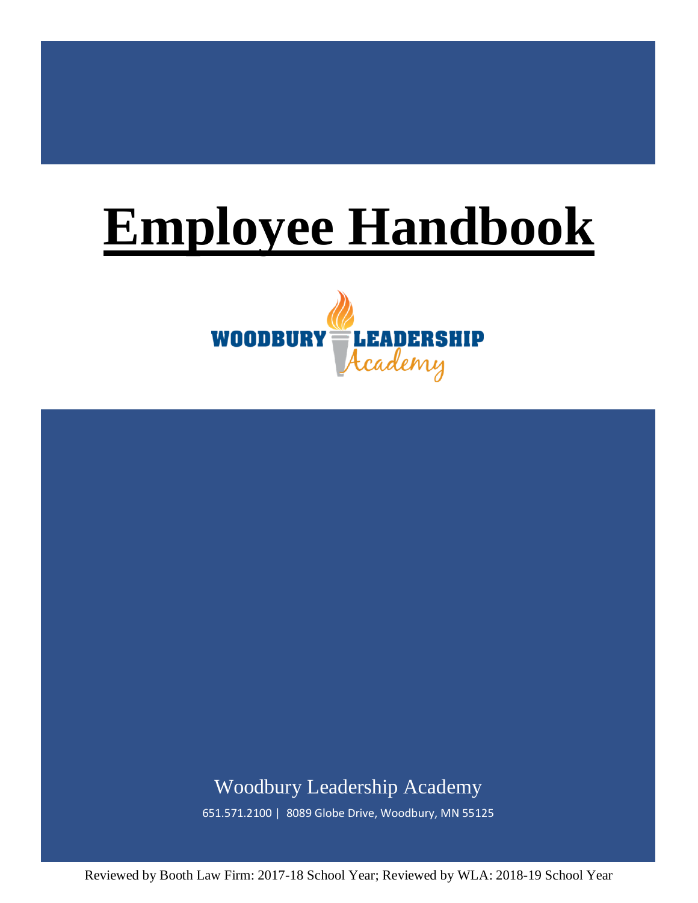# Employee Handbook

WOODBURY LEADERSHIP Academy

Woodbury Leadership Academy

651.571.2100 | 8089 Globe Drive, Woodbury, MN 55125

Reviewed by Booth Law Firm: 2017-18 School Year; Reviewed by WLA: 2018-19 School Year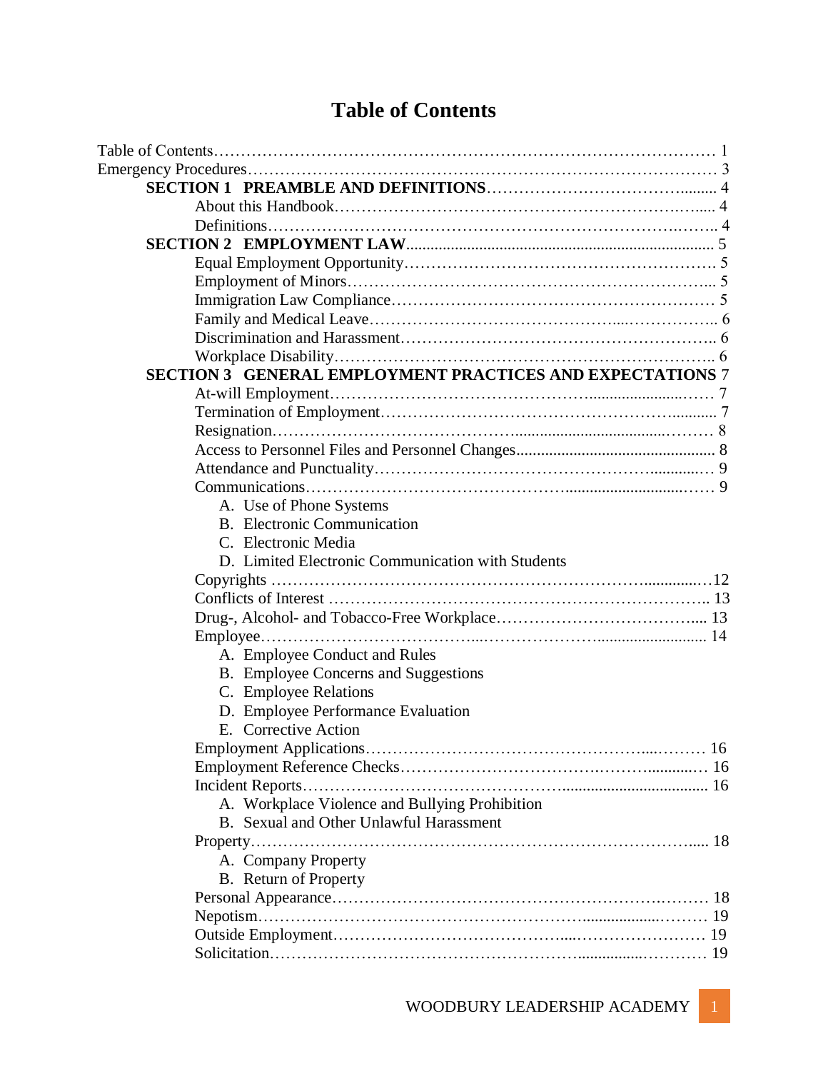# Table of Contents

Table of Contents …… 1
Emergency Procedures …… 3

**SECTION 1 PREAMBLE AND DEFINITIONS** …… 4
- About this Handbook …… 4
- Definitions …… 4

**SECTION 2 EMPLOYMENT LAW** …… 5
- Equal Employment Opportunity …… 5
- Employment of Minors …… 5
- Immigration Law Compliance …… 5
- Family and Medical Leave …… 6
- Discrimination and Harassment …… 6
- Workplace Disability …… 6

**SECTION 3 GENERAL EMPLOYMENT PRACTICES AND EXPECTATIONS** 7
- At-will Employment …… 7
- Termination of Employment …… 7
- Resignation …… 8
- Access to Personnel Files and Personnel Changes …… 8
- Attendance and Punctuality …… 9
- Communications …… 9
  - A. Use of Phone Systems
  - B. Electronic Communication
  - C. Electronic Media
  - D. Limited Electronic Communication with Students
- Copyrights …… 12
- Conflicts of Interest …… 13
- Drug-, Alcohol- and Tobacco-Free Workplace …… 13
- Employee …… 14
  - A. Employee Conduct and Rules
  - B. Employee Concerns and Suggestions
  - C. Employee Relations
  - D. Employee Performance Evaluation
  - E. Corrective Action
- Employment Applications …… 16
- Employment Reference Checks …… 16
- Incident Reports …… 16
  - A. Workplace Violence and Bullying Prohibition
  - B. Sexual and Other Unlawful Harassment
- Property …… 18
  - A. Company Property
  - B. Return of Property
- Personal Appearance …… 18
- Nepotism …… 19
- Outside Employment …… 19
- Solicitation …… 19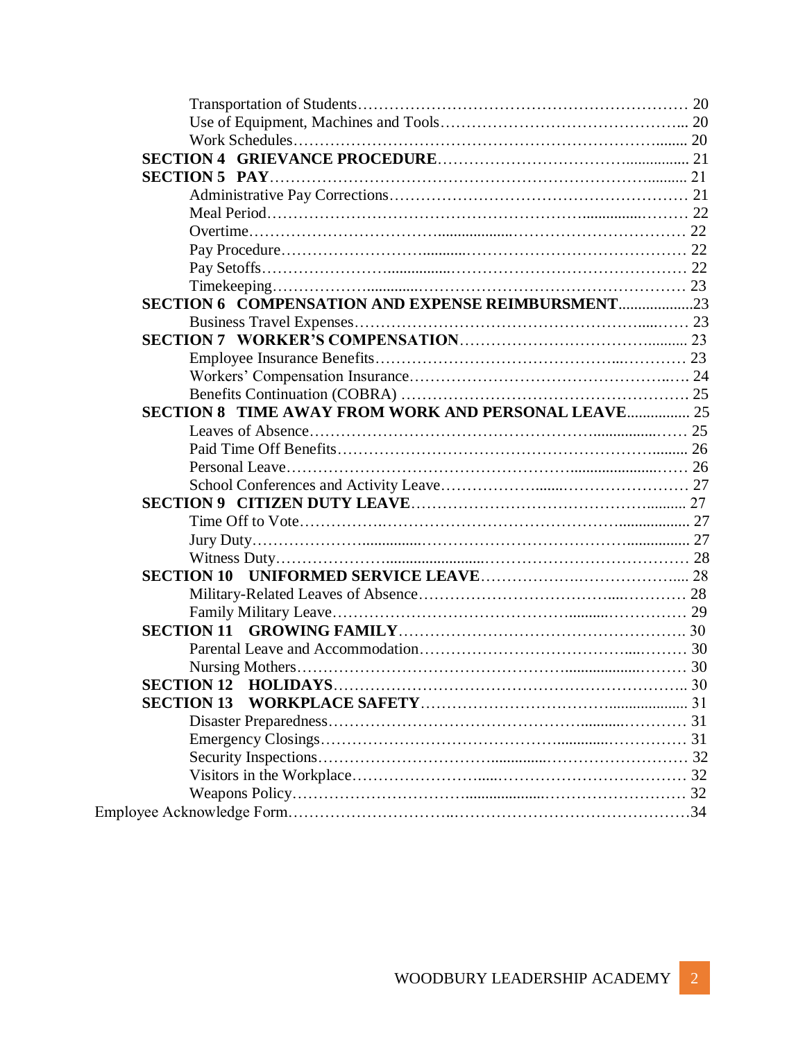Transportation of Students ........ 20
Use of Equipment, Machines and Tools ........ 20
Work Schedules ........ 20

**SECTION 4 GRIEVANCE PROCEDURE** ........ 21

**SECTION 5 PAY** ........ 21
Administrative Pay Corrections ........ 21
Meal Period ........ 22
Overtime ........ 22
Pay Procedure ........ 22
Pay Setoffs ........ 22
Timekeeping ........ 23

**SECTION 6 COMPENSATION AND EXPENSE REIMBURSMENT** ........ 23
Business Travel Expenses ........ 23

**SECTION 7 WORKER'S COMPENSATION** ........ 23
Employee Insurance Benefits ........ 23
Workers' Compensation Insurance ........ 24
Benefits Continuation (COBRA) ........ 25

**SECTION 8 TIME AWAY FROM WORK AND PERSONAL LEAVE** ........ 25
Leaves of Absence ........ 25
Paid Time Off Benefits ........ 26
Personal Leave ........ 26
School Conferences and Activity Leave ........ 27

**SECTION 9 CITIZEN DUTY LEAVE** ........ 27
Time Off to Vote ........ 27
Jury Duty ........ 27
Witness Duty ........ 28

**SECTION 10 UNIFORMED SERVICE LEAVE** ........ 28
Military-Related Leaves of Absence ........ 28
Family Military Leave ........ 29

**SECTION 11 GROWING FAMILY** ........ 30
Parental Leave and Accommodation ........ 30
Nursing Mothers ........ 30

**SECTION 12 HOLIDAYS** ........ 30

**SECTION 13 WORKPLACE SAFETY** ........ 31
Disaster Preparedness ........ 31
Emergency Closings ........ 31
Security Inspections ........ 32
Visitors in the Workplace ........ 32
Weapons Policy ........ 32

Employee Acknowledge Form ........ 34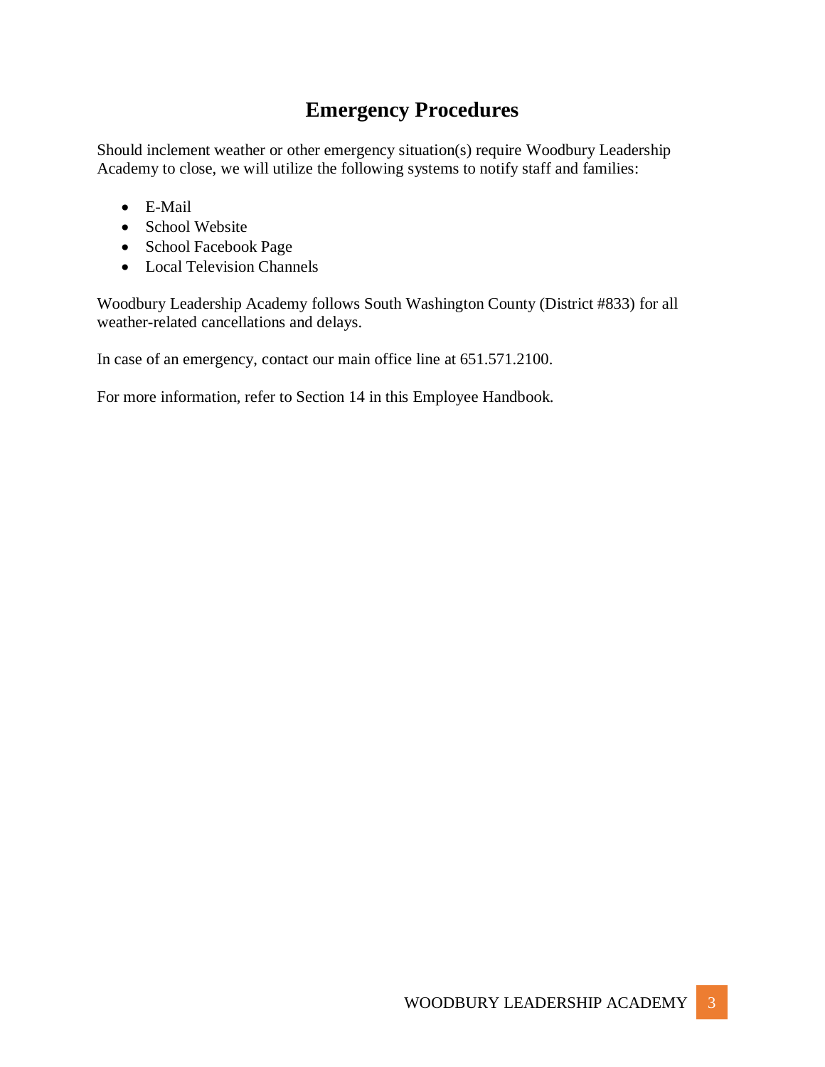# Emergency Procedures

Should inclement weather or other emergency situation(s) require Woodbury Leadership Academy to close, we will utilize the following systems to notify staff and families:

- E-Mail
- School Website
- School Facebook Page
- Local Television Channels

Woodbury Leadership Academy follows South Washington County (District #833) for all weather-related cancellations and delays.

In case of an emergency, contact our main office line at 651.571.2100.

For more information, refer to Section 14 in this Employee Handbook.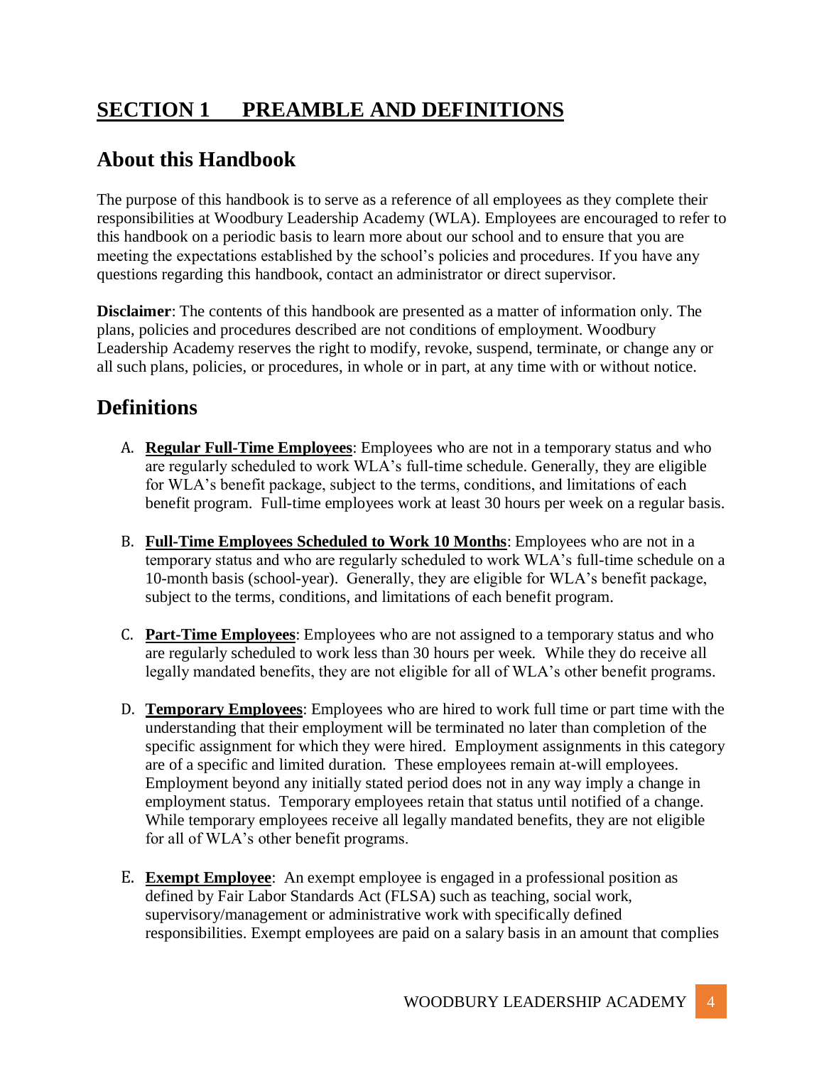# SECTION 1 PREAMBLE AND DEFINITIONS

## About this Handbook

The purpose of this handbook is to serve as a reference of all employees as they complete their responsibilities at Woodbury Leadership Academy (WLA). Employees are encouraged to refer to this handbook on a periodic basis to learn more about our school and to ensure that you are meeting the expectations established by the school's policies and procedures. If you have any questions regarding this handbook, contact an administrator or direct supervisor.

**Disclaimer**: The contents of this handbook are presented as a matter of information only. The plans, policies and procedures described are not conditions of employment. Woodbury Leadership Academy reserves the right to modify, revoke, suspend, terminate, or change any or all such plans, policies, or procedures, in whole or in part, at any time with or without notice.

## Definitions

A. **Regular Full-Time Employees**: Employees who are not in a temporary status and who are regularly scheduled to work WLA's full-time schedule. Generally, they are eligible for WLA's benefit package, subject to the terms, conditions, and limitations of each benefit program. Full-time employees work at least 30 hours per week on a regular basis.

B. **Full-Time Employees Scheduled to Work 10 Months**: Employees who are not in a temporary status and who are regularly scheduled to work WLA's full-time schedule on a 10-month basis (school-year). Generally, they are eligible for WLA's benefit package, subject to the terms, conditions, and limitations of each benefit program.

C. **Part-Time Employees**: Employees who are not assigned to a temporary status and who are regularly scheduled to work less than 30 hours per week. While they do receive all legally mandated benefits, they are not eligible for all of WLA's other benefit programs.

D. **Temporary Employees**: Employees who are hired to work full time or part time with the understanding that their employment will be terminated no later than completion of the specific assignment for which they were hired. Employment assignments in this category are of a specific and limited duration. These employees remain at-will employees. Employment beyond any initially stated period does not in any way imply a change in employment status. Temporary employees retain that status until notified of a change. While temporary employees receive all legally mandated benefits, they are not eligible for all of WLA's other benefit programs.

E. **Exempt Employee**: An exempt employee is engaged in a professional position as defined by Fair Labor Standards Act (FLSA) such as teaching, social work, supervisory/management or administrative work with specifically defined responsibilities. Exempt employees are paid on a salary basis in an amount that complies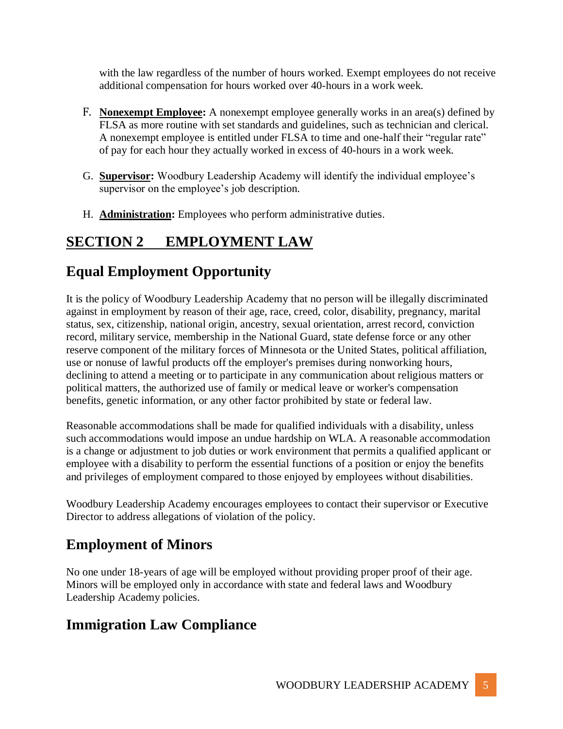with the law regardless of the number of hours worked. Exempt employees do not receive additional compensation for hours worked over 40-hours in a work week.

F. **Nonexempt Employee:** A nonexempt employee generally works in an area(s) defined by FLSA as more routine with set standards and guidelines, such as technician and clerical. A nonexempt employee is entitled under FLSA to time and one-half their "regular rate" of pay for each hour they actually worked in excess of 40-hours in a work week.

G. **Supervisor:** Woodbury Leadership Academy will identify the individual employee's supervisor on the employee's job description.

H. **Administration:** Employees who perform administrative duties.

# SECTION 2 EMPLOYMENT LAW

## Equal Employment Opportunity

It is the policy of Woodbury Leadership Academy that no person will be illegally discriminated against in employment by reason of their age, race, creed, color, disability, pregnancy, marital status, sex, citizenship, national origin, ancestry, sexual orientation, arrest record, conviction record, military service, membership in the National Guard, state defense force or any other reserve component of the military forces of Minnesota or the United States, political affiliation, use or nonuse of lawful products off the employer's premises during nonworking hours, declining to attend a meeting or to participate in any communication about religious matters or political matters, the authorized use of family or medical leave or worker's compensation benefits, genetic information, or any other factor prohibited by state or federal law.

Reasonable accommodations shall be made for qualified individuals with a disability, unless such accommodations would impose an undue hardship on WLA. A reasonable accommodation is a change or adjustment to job duties or work environment that permits a qualified applicant or employee with a disability to perform the essential functions of a position or enjoy the benefits and privileges of employment compared to those enjoyed by employees without disabilities.

Woodbury Leadership Academy encourages employees to contact their supervisor or Executive Director to address allegations of violation of the policy.

## Employment of Minors

No one under 18-years of age will be employed without providing proper proof of their age. Minors will be employed only in accordance with state and federal laws and Woodbury Leadership Academy policies.

## Immigration Law Compliance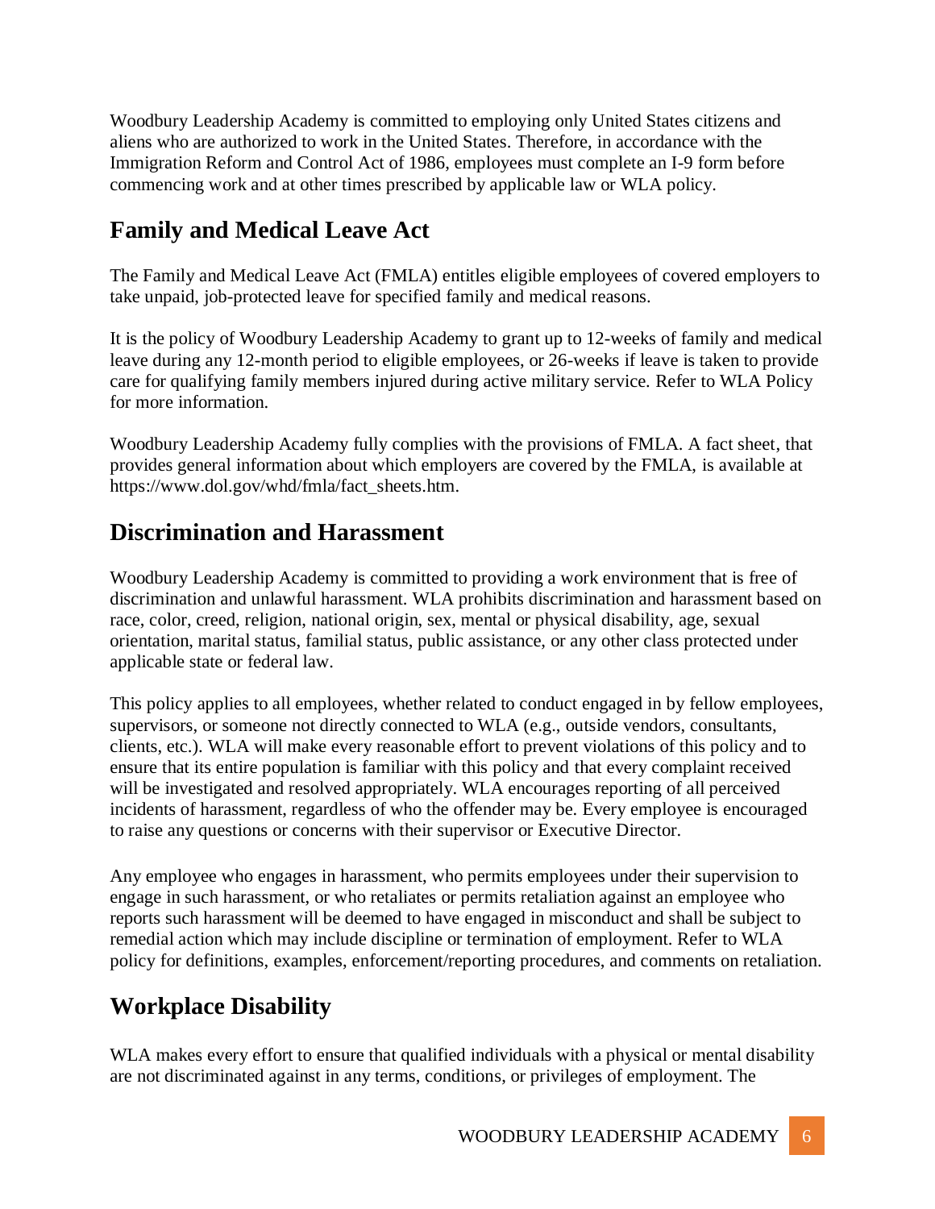Woodbury Leadership Academy is committed to employing only United States citizens and aliens who are authorized to work in the United States. Therefore, in accordance with the Immigration Reform and Control Act of 1986, employees must complete an I-9 form before commencing work and at other times prescribed by applicable law or WLA policy.

## Family and Medical Leave Act

The Family and Medical Leave Act (FMLA) entitles eligible employees of covered employers to take unpaid, job-protected leave for specified family and medical reasons.

It is the policy of Woodbury Leadership Academy to grant up to 12-weeks of family and medical leave during any 12-month period to eligible employees, or 26-weeks if leave is taken to provide care for qualifying family members injured during active military service. Refer to WLA Policy for more information.

Woodbury Leadership Academy fully complies with the provisions of FMLA. A fact sheet, that provides general information about which employers are covered by the FMLA, is available at https://www.dol.gov/whd/fmla/fact_sheets.htm.

## Discrimination and Harassment

Woodbury Leadership Academy is committed to providing a work environment that is free of discrimination and unlawful harassment. WLA prohibits discrimination and harassment based on race, color, creed, religion, national origin, sex, mental or physical disability, age, sexual orientation, marital status, familial status, public assistance, or any other class protected under applicable state or federal law.

This policy applies to all employees, whether related to conduct engaged in by fellow employees, supervisors, or someone not directly connected to WLA (e.g., outside vendors, consultants, clients, etc.). WLA will make every reasonable effort to prevent violations of this policy and to ensure that its entire population is familiar with this policy and that every complaint received will be investigated and resolved appropriately. WLA encourages reporting of all perceived incidents of harassment, regardless of who the offender may be. Every employee is encouraged to raise any questions or concerns with their supervisor or Executive Director.

Any employee who engages in harassment, who permits employees under their supervision to engage in such harassment, or who retaliates or permits retaliation against an employee who reports such harassment will be deemed to have engaged in misconduct and shall be subject to remedial action which may include discipline or termination of employment. Refer to WLA policy for definitions, examples, enforcement/reporting procedures, and comments on retaliation.

## Workplace Disability

WLA makes every effort to ensure that qualified individuals with a physical or mental disability are not discriminated against in any terms, conditions, or privileges of employment. The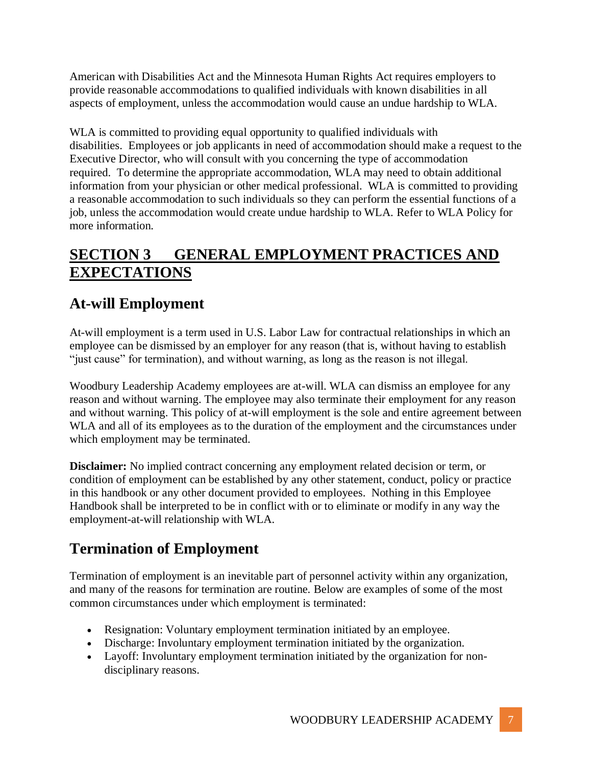American with Disabilities Act and the Minnesota Human Rights Act requires employers to provide reasonable accommodations to qualified individuals with known disabilities in all aspects of employment, unless the accommodation would cause an undue hardship to WLA.

WLA is committed to providing equal opportunity to qualified individuals with disabilities. Employees or job applicants in need of accommodation should make a request to the Executive Director, who will consult with you concerning the type of accommodation required. To determine the appropriate accommodation, WLA may need to obtain additional information from your physician or other medical professional. WLA is committed to providing a reasonable accommodation to such individuals so they can perform the essential functions of a job, unless the accommodation would create undue hardship to WLA. Refer to WLA Policy for more information.

# SECTION 3 GENERAL EMPLOYMENT PRACTICES AND EXPECTATIONS

## At-will Employment

At-will employment is a term used in U.S. Labor Law for contractual relationships in which an employee can be dismissed by an employer for any reason (that is, without having to establish "just cause" for termination), and without warning, as long as the reason is not illegal.

Woodbury Leadership Academy employees are at-will. WLA can dismiss an employee for any reason and without warning. The employee may also terminate their employment for any reason and without warning. This policy of at-will employment is the sole and entire agreement between WLA and all of its employees as to the duration of the employment and the circumstances under which employment may be terminated.

**Disclaimer:** No implied contract concerning any employment related decision or term, or condition of employment can be established by any other statement, conduct, policy or practice in this handbook or any other document provided to employees. Nothing in this Employee Handbook shall be interpreted to be in conflict with or to eliminate or modify in any way the employment-at-will relationship with WLA.

## Termination of Employment

Termination of employment is an inevitable part of personnel activity within any organization, and many of the reasons for termination are routine. Below are examples of some of the most common circumstances under which employment is terminated:

- Resignation: Voluntary employment termination initiated by an employee.
- Discharge: Involuntary employment termination initiated by the organization.
- Layoff: Involuntary employment termination initiated by the organization for non-disciplinary reasons.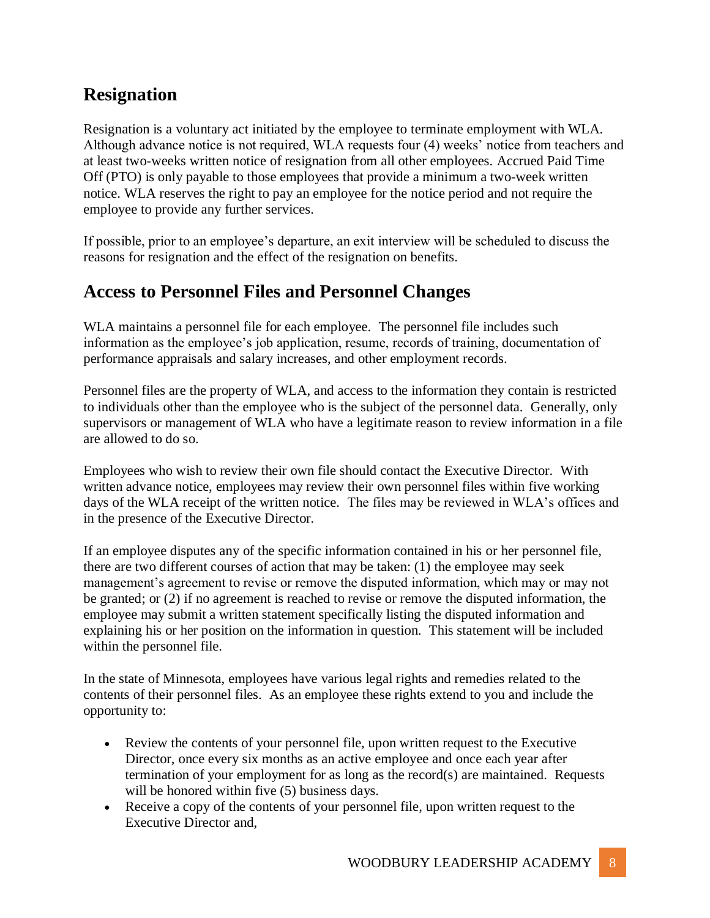## Resignation

Resignation is a voluntary act initiated by the employee to terminate employment with WLA. Although advance notice is not required, WLA requests four (4) weeks' notice from teachers and at least two-weeks written notice of resignation from all other employees. Accrued Paid Time Off (PTO) is only payable to those employees that provide a minimum a two-week written notice. WLA reserves the right to pay an employee for the notice period and not require the employee to provide any further services.

If possible, prior to an employee's departure, an exit interview will be scheduled to discuss the reasons for resignation and the effect of the resignation on benefits.

## Access to Personnel Files and Personnel Changes

WLA maintains a personnel file for each employee. The personnel file includes such information as the employee's job application, resume, records of training, documentation of performance appraisals and salary increases, and other employment records.

Personnel files are the property of WLA, and access to the information they contain is restricted to individuals other than the employee who is the subject of the personnel data. Generally, only supervisors or management of WLA who have a legitimate reason to review information in a file are allowed to do so.

Employees who wish to review their own file should contact the Executive Director. With written advance notice, employees may review their own personnel files within five working days of the WLA receipt of the written notice. The files may be reviewed in WLA's offices and in the presence of the Executive Director.

If an employee disputes any of the specific information contained in his or her personnel file, there are two different courses of action that may be taken: (1) the employee may seek management's agreement to revise or remove the disputed information, which may or may not be granted; or (2) if no agreement is reached to revise or remove the disputed information, the employee may submit a written statement specifically listing the disputed information and explaining his or her position on the information in question. This statement will be included within the personnel file.

In the state of Minnesota, employees have various legal rights and remedies related to the contents of their personnel files. As an employee these rights extend to you and include the opportunity to:

- Review the contents of your personnel file, upon written request to the Executive Director, once every six months as an active employee and once each year after termination of your employment for as long as the record(s) are maintained. Requests will be honored within five (5) business days.
- Receive a copy of the contents of your personnel file, upon written request to the Executive Director and,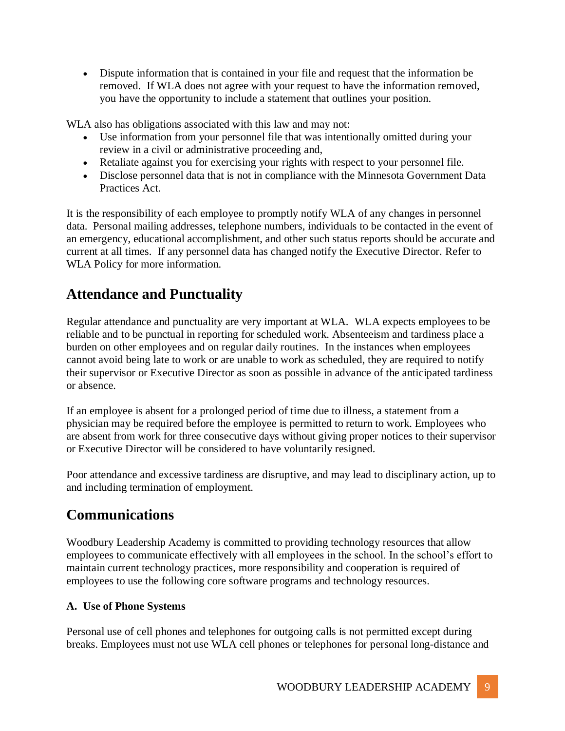- Dispute information that is contained in your file and request that the information be removed. If WLA does not agree with your request to have the information removed, you have the opportunity to include a statement that outlines your position.

WLA also has obligations associated with this law and may not:

- Use information from your personnel file that was intentionally omitted during your review in a civil or administrative proceeding and,
- Retaliate against you for exercising your rights with respect to your personnel file.
- Disclose personnel data that is not in compliance with the Minnesota Government Data Practices Act.

It is the responsibility of each employee to promptly notify WLA of any changes in personnel data. Personal mailing addresses, telephone numbers, individuals to be contacted in the event of an emergency, educational accomplishment, and other such status reports should be accurate and current at all times. If any personnel data has changed notify the Executive Director. Refer to WLA Policy for more information.

## Attendance and Punctuality

Regular attendance and punctuality are very important at WLA. WLA expects employees to be reliable and to be punctual in reporting for scheduled work. Absenteeism and tardiness place a burden on other employees and on regular daily routines. In the instances when employees cannot avoid being late to work or are unable to work as scheduled, they are required to notify their supervisor or Executive Director as soon as possible in advance of the anticipated tardiness or absence.

If an employee is absent for a prolonged period of time due to illness, a statement from a physician may be required before the employee is permitted to return to work. Employees who are absent from work for three consecutive days without giving proper notices to their supervisor or Executive Director will be considered to have voluntarily resigned.

Poor attendance and excessive tardiness are disruptive, and may lead to disciplinary action, up to and including termination of employment.

## Communications

Woodbury Leadership Academy is committed to providing technology resources that allow employees to communicate effectively with all employees in the school. In the school's effort to maintain current technology practices, more responsibility and cooperation is required of employees to use the following core software programs and technology resources.

**A. Use of Phone Systems**

Personal use of cell phones and telephones for outgoing calls is not permitted except during breaks. Employees must not use WLA cell phones or telephones for personal long-distance and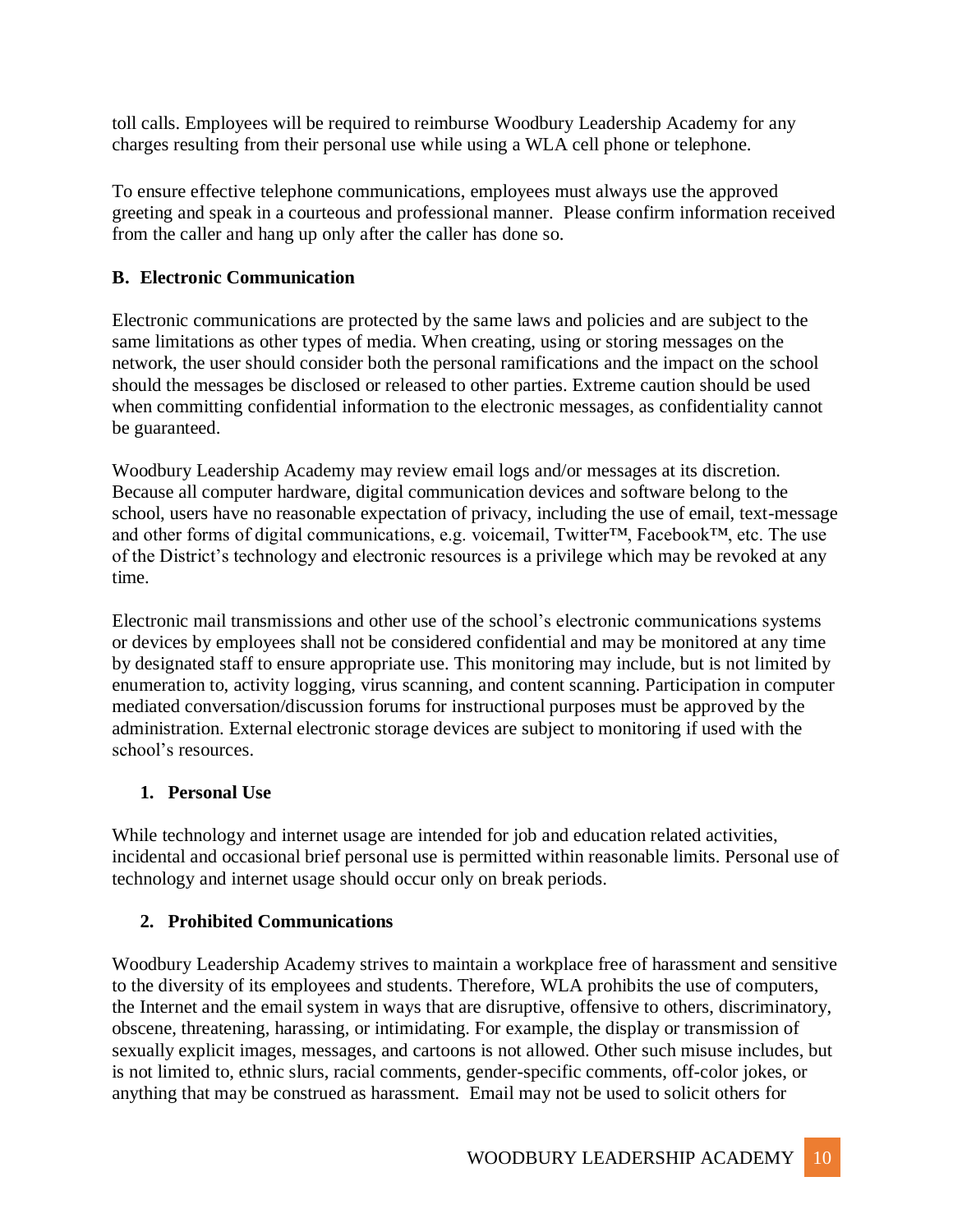toll calls. Employees will be required to reimburse Woodbury Leadership Academy for any charges resulting from their personal use while using a WLA cell phone or telephone.

To ensure effective telephone communications, employees must always use the approved greeting and speak in a courteous and professional manner. Please confirm information received from the caller and hang up only after the caller has done so.

### B. Electronic Communication

Electronic communications are protected by the same laws and policies and are subject to the same limitations as other types of media. When creating, using or storing messages on the network, the user should consider both the personal ramifications and the impact on the school should the messages be disclosed or released to other parties. Extreme caution should be used when committing confidential information to the electronic messages, as confidentiality cannot be guaranteed.

Woodbury Leadership Academy may review email logs and/or messages at its discretion. Because all computer hardware, digital communication devices and software belong to the school, users have no reasonable expectation of privacy, including the use of email, text-message and other forms of digital communications, e.g. voicemail, Twitter™, Facebook™, etc. The use of the District's technology and electronic resources is a privilege which may be revoked at any time.

Electronic mail transmissions and other use of the school's electronic communications systems or devices by employees shall not be considered confidential and may be monitored at any time by designated staff to ensure appropriate use. This monitoring may include, but is not limited by enumeration to, activity logging, virus scanning, and content scanning. Participation in computer mediated conversation/discussion forums for instructional purposes must be approved by the administration. External electronic storage devices are subject to monitoring if used with the school's resources.

#### 1. Personal Use

While technology and internet usage are intended for job and education related activities, incidental and occasional brief personal use is permitted within reasonable limits. Personal use of technology and internet usage should occur only on break periods.

#### 2. Prohibited Communications

Woodbury Leadership Academy strives to maintain a workplace free of harassment and sensitive to the diversity of its employees and students. Therefore, WLA prohibits the use of computers, the Internet and the email system in ways that are disruptive, offensive to others, discriminatory, obscene, threatening, harassing, or intimidating. For example, the display or transmission of sexually explicit images, messages, and cartoons is not allowed. Other such misuse includes, but is not limited to, ethnic slurs, racial comments, gender-specific comments, off-color jokes, or anything that may be construed as harassment. Email may not be used to solicit others for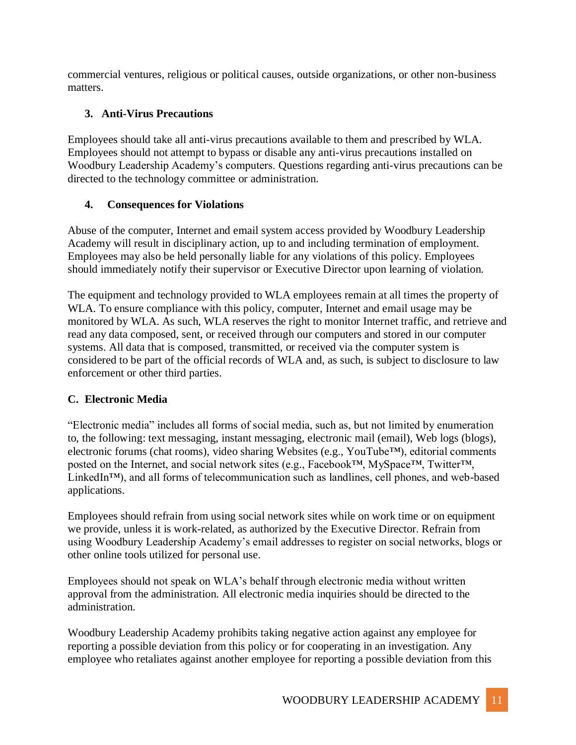commercial ventures, religious or political causes, outside organizations, or other non-business matters.

### 3. Anti-Virus Precautions

Employees should take all anti-virus precautions available to them and prescribed by WLA. Employees should not attempt to bypass or disable any anti-virus precautions installed on Woodbury Leadership Academy's computers. Questions regarding anti-virus precautions can be directed to the technology committee or administration.

### 4. Consequences for Violations

Abuse of the computer, Internet and email system access provided by Woodbury Leadership Academy will result in disciplinary action, up to and including termination of employment. Employees may also be held personally liable for any violations of this policy. Employees should immediately notify their supervisor or Executive Director upon learning of violation.

The equipment and technology provided to WLA employees remain at all times the property of WLA. To ensure compliance with this policy, computer, Internet and email usage may be monitored by WLA. As such, WLA reserves the right to monitor Internet traffic, and retrieve and read any data composed, sent, or received through our computers and stored in our computer systems. All data that is composed, transmitted, or received via the computer system is considered to be part of the official records of WLA and, as such, is subject to disclosure to law enforcement or other third parties.

## C. Electronic Media

"Electronic media" includes all forms of social media, such as, but not limited by enumeration to, the following: text messaging, instant messaging, electronic mail (email), Web logs (blogs), electronic forums (chat rooms), video sharing Websites (e.g., YouTube™), editorial comments posted on the Internet, and social network sites (e.g., Facebook™, MySpace™, Twitter™, LinkedIn™), and all forms of telecommunication such as landlines, cell phones, and web-based applications.

Employees should refrain from using social network sites while on work time or on equipment we provide, unless it is work-related, as authorized by the Executive Director. Refrain from using Woodbury Leadership Academy's email addresses to register on social networks, blogs or other online tools utilized for personal use.

Employees should not speak on WLA's behalf through electronic media without written approval from the administration. All electronic media inquiries should be directed to the administration.

Woodbury Leadership Academy prohibits taking negative action against any employee for reporting a possible deviation from this policy or for cooperating in an investigation. Any employee who retaliates against another employee for reporting a possible deviation from this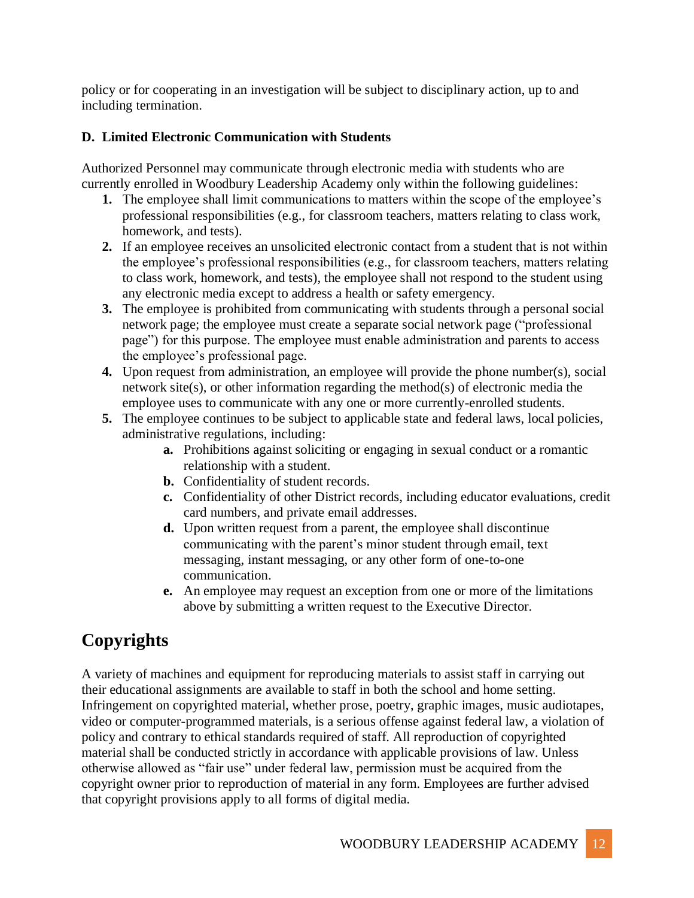policy or for cooperating in an investigation will be subject to disciplinary action, up to and including termination.

### D. Limited Electronic Communication with Students

Authorized Personnel may communicate through electronic media with students who are currently enrolled in Woodbury Leadership Academy only within the following guidelines:

1. The employee shall limit communications to matters within the scope of the employee's professional responsibilities (e.g., for classroom teachers, matters relating to class work, homework, and tests).
2. If an employee receives an unsolicited electronic contact from a student that is not within the employee's professional responsibilities (e.g., for classroom teachers, matters relating to class work, homework, and tests), the employee shall not respond to the student using any electronic media except to address a health or safety emergency.
3. The employee is prohibited from communicating with students through a personal social network page; the employee must create a separate social network page ("professional page") for this purpose. The employee must enable administration and parents to access the employee's professional page.
4. Upon request from administration, an employee will provide the phone number(s), social network site(s), or other information regarding the method(s) of electronic media the employee uses to communicate with any one or more currently-enrolled students.
5. The employee continues to be subject to applicable state and federal laws, local policies, administrative regulations, including:
    - **a.** Prohibitions against soliciting or engaging in sexual conduct or a romantic relationship with a student.
    - **b.** Confidentiality of student records.
    - **c.** Confidentiality of other District records, including educator evaluations, credit card numbers, and private email addresses.
    - **d.** Upon written request from a parent, the employee shall discontinue communicating with the parent's minor student through email, text messaging, instant messaging, or any other form of one-to-one communication.
    - **e.** An employee may request an exception from one or more of the limitations above by submitting a written request to the Executive Director.

## Copyrights

A variety of machines and equipment for reproducing materials to assist staff in carrying out their educational assignments are available to staff in both the school and home setting. Infringement on copyrighted material, whether prose, poetry, graphic images, music audiotapes, video or computer-programmed materials, is a serious offense against federal law, a violation of policy and contrary to ethical standards required of staff. All reproduction of copyrighted material shall be conducted strictly in accordance with applicable provisions of law. Unless otherwise allowed as "fair use" under federal law, permission must be acquired from the copyright owner prior to reproduction of material in any form. Employees are further advised that copyright provisions apply to all forms of digital media.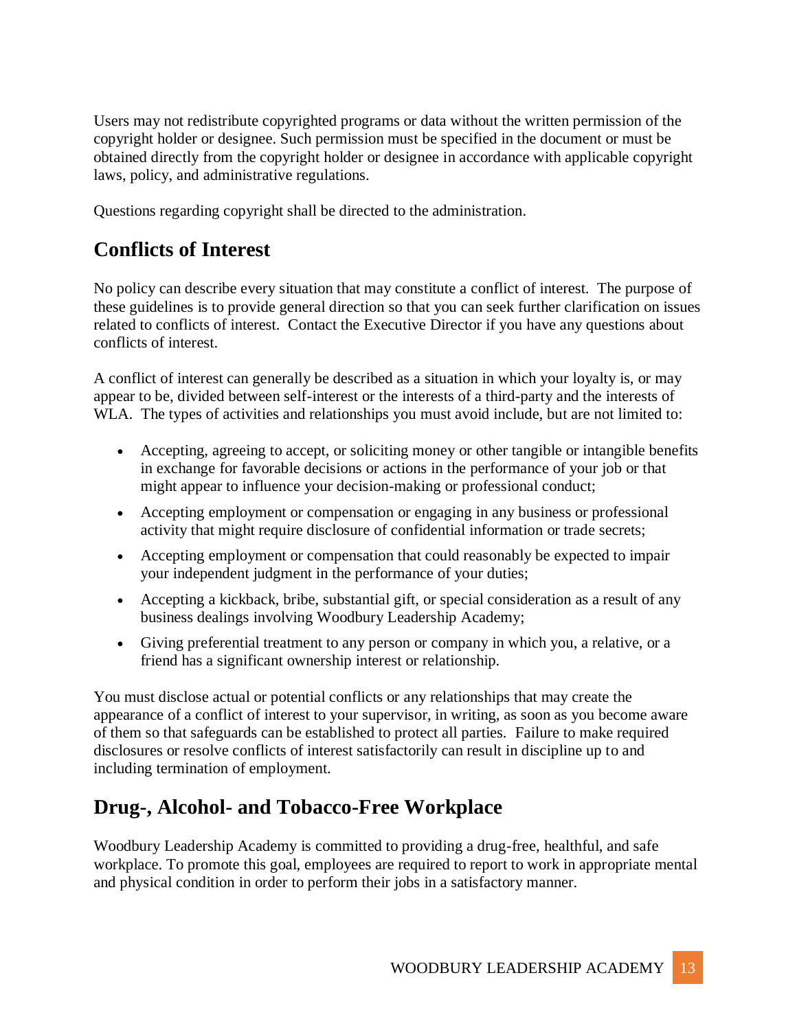Users may not redistribute copyrighted programs or data without the written permission of the copyright holder or designee. Such permission must be specified in the document or must be obtained directly from the copyright holder or designee in accordance with applicable copyright laws, policy, and administrative regulations.

Questions regarding copyright shall be directed to the administration.

## Conflicts of Interest

No policy can describe every situation that may constitute a conflict of interest. The purpose of these guidelines is to provide general direction so that you can seek further clarification on issues related to conflicts of interest. Contact the Executive Director if you have any questions about conflicts of interest.

A conflict of interest can generally be described as a situation in which your loyalty is, or may appear to be, divided between self-interest or the interests of a third-party and the interests of WLA. The types of activities and relationships you must avoid include, but are not limited to:

- Accepting, agreeing to accept, or soliciting money or other tangible or intangible benefits in exchange for favorable decisions or actions in the performance of your job or that might appear to influence your decision-making or professional conduct;
- Accepting employment or compensation or engaging in any business or professional activity that might require disclosure of confidential information or trade secrets;
- Accepting employment or compensation that could reasonably be expected to impair your independent judgment in the performance of your duties;
- Accepting a kickback, bribe, substantial gift, or special consideration as a result of any business dealings involving Woodbury Leadership Academy;
- Giving preferential treatment to any person or company in which you, a relative, or a friend has a significant ownership interest or relationship.

You must disclose actual or potential conflicts or any relationships that may create the appearance of a conflict of interest to your supervisor, in writing, as soon as you become aware of them so that safeguards can be established to protect all parties. Failure to make required disclosures or resolve conflicts of interest satisfactorily can result in discipline up to and including termination of employment.

## Drug-, Alcohol- and Tobacco-Free Workplace

Woodbury Leadership Academy is committed to providing a drug-free, healthful, and safe workplace. To promote this goal, employees are required to report to work in appropriate mental and physical condition in order to perform their jobs in a satisfactory manner.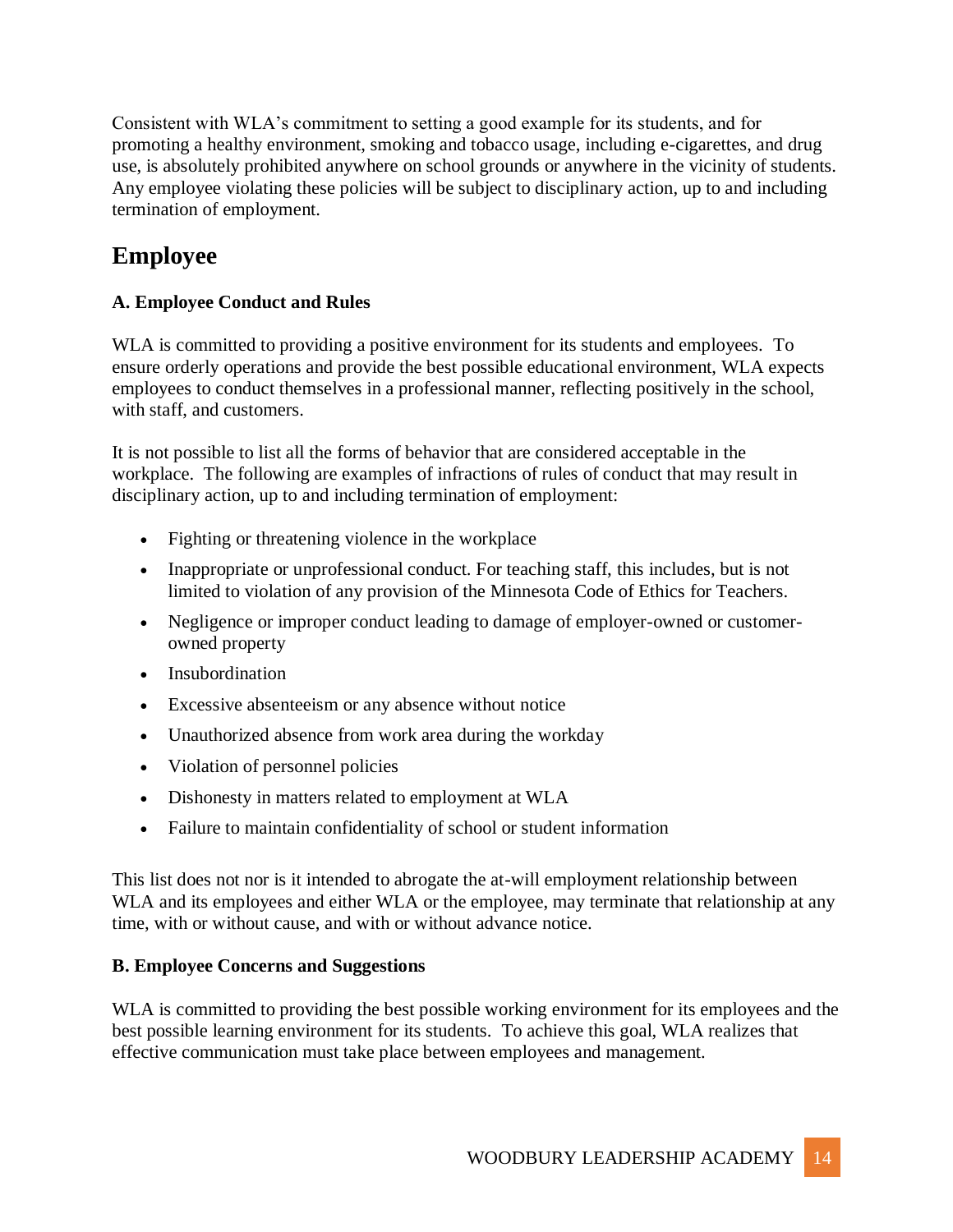Consistent with WLA's commitment to setting a good example for its students, and for promoting a healthy environment, smoking and tobacco usage, including e-cigarettes, and drug use, is absolutely prohibited anywhere on school grounds or anywhere in the vicinity of students. Any employee violating these policies will be subject to disciplinary action, up to and including termination of employment.

# Employee

### A. Employee Conduct and Rules

WLA is committed to providing a positive environment for its students and employees. To ensure orderly operations and provide the best possible educational environment, WLA expects employees to conduct themselves in a professional manner, reflecting positively in the school, with staff, and customers.

It is not possible to list all the forms of behavior that are considered acceptable in the workplace. The following are examples of infractions of rules of conduct that may result in disciplinary action, up to and including termination of employment:

- Fighting or threatening violence in the workplace
- Inappropriate or unprofessional conduct. For teaching staff, this includes, but is not limited to violation of any provision of the Minnesota Code of Ethics for Teachers.
- Negligence or improper conduct leading to damage of employer-owned or customer-owned property
- Insubordination
- Excessive absenteeism or any absence without notice
- Unauthorized absence from work area during the workday
- Violation of personnel policies
- Dishonesty in matters related to employment at WLA
- Failure to maintain confidentiality of school or student information

This list does not nor is it intended to abrogate the at-will employment relationship between WLA and its employees and either WLA or the employee, may terminate that relationship at any time, with or without cause, and with or without advance notice.

### B. Employee Concerns and Suggestions

WLA is committed to providing the best possible working environment for its employees and the best possible learning environment for its students. To achieve this goal, WLA realizes that effective communication must take place between employees and management.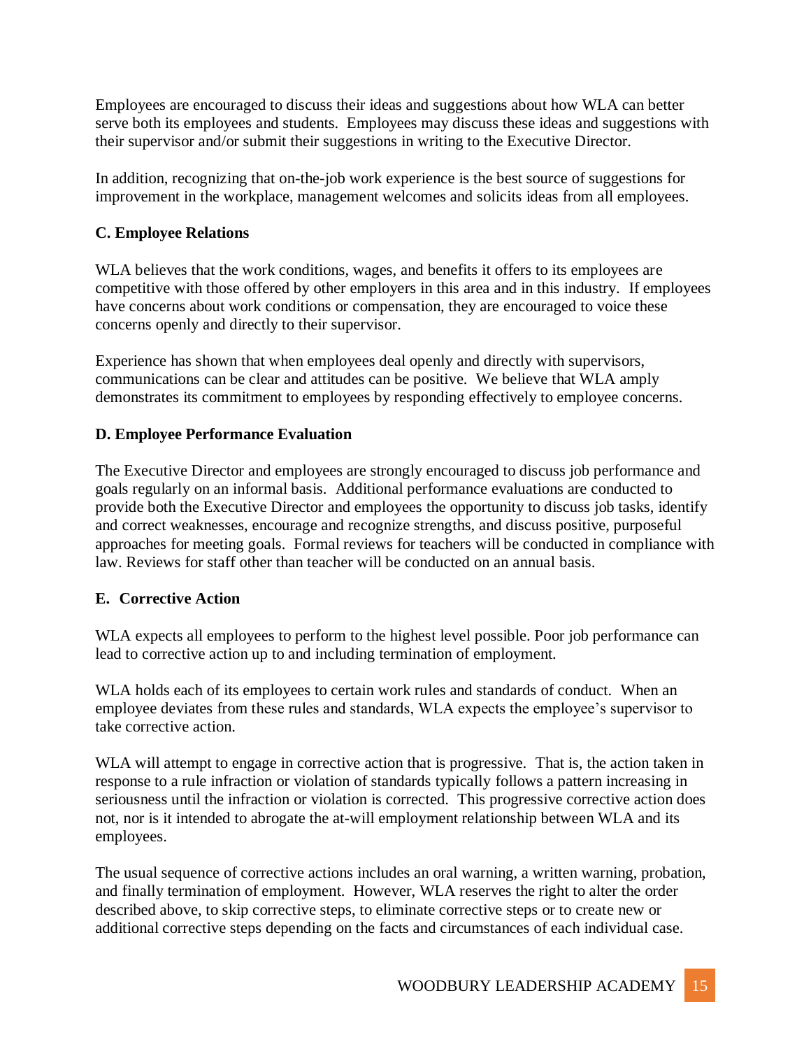Employees are encouraged to discuss their ideas and suggestions about how WLA can better serve both its employees and students. Employees may discuss these ideas and suggestions with their supervisor and/or submit their suggestions in writing to the Executive Director.

In addition, recognizing that on-the-job work experience is the best source of suggestions for improvement in the workplace, management welcomes and solicits ideas from all employees.

**C. Employee Relations**

WLA believes that the work conditions, wages, and benefits it offers to its employees are competitive with those offered by other employers in this area and in this industry. If employees have concerns about work conditions or compensation, they are encouraged to voice these concerns openly and directly to their supervisor.

Experience has shown that when employees deal openly and directly with supervisors, communications can be clear and attitudes can be positive. We believe that WLA amply demonstrates its commitment to employees by responding effectively to employee concerns.

**D. Employee Performance Evaluation**

The Executive Director and employees are strongly encouraged to discuss job performance and goals regularly on an informal basis. Additional performance evaluations are conducted to provide both the Executive Director and employees the opportunity to discuss job tasks, identify and correct weaknesses, encourage and recognize strengths, and discuss positive, purposeful approaches for meeting goals. Formal reviews for teachers will be conducted in compliance with law. Reviews for staff other than teacher will be conducted on an annual basis.

**E. Corrective Action**

WLA expects all employees to perform to the highest level possible. Poor job performance can lead to corrective action up to and including termination of employment.

WLA holds each of its employees to certain work rules and standards of conduct. When an employee deviates from these rules and standards, WLA expects the employee's supervisor to take corrective action.

WLA will attempt to engage in corrective action that is progressive. That is, the action taken in response to a rule infraction or violation of standards typically follows a pattern increasing in seriousness until the infraction or violation is corrected. This progressive corrective action does not, nor is it intended to abrogate the at-will employment relationship between WLA and its employees.

The usual sequence of corrective actions includes an oral warning, a written warning, probation, and finally termination of employment. However, WLA reserves the right to alter the order described above, to skip corrective steps, to eliminate corrective steps or to create new or additional corrective steps depending on the facts and circumstances of each individual case.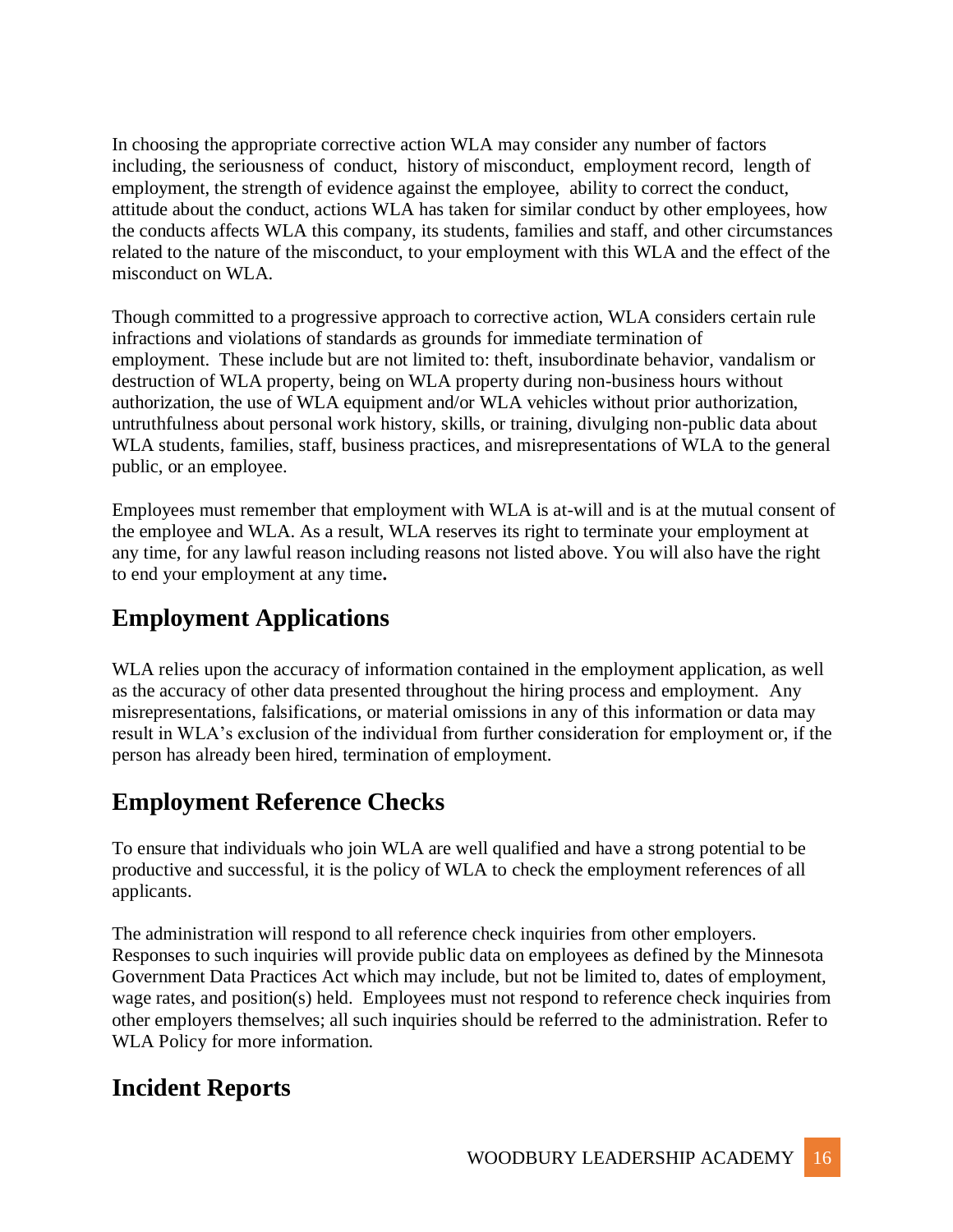In choosing the appropriate corrective action WLA may consider any number of factors including, the seriousness of conduct, history of misconduct, employment record, length of employment, the strength of evidence against the employee, ability to correct the conduct, attitude about the conduct, actions WLA has taken for similar conduct by other employees, how the conducts affects WLA this company, its students, families and staff, and other circumstances related to the nature of the misconduct, to your employment with this WLA and the effect of the misconduct on WLA.

Though committed to a progressive approach to corrective action, WLA considers certain rule infractions and violations of standards as grounds for immediate termination of employment. These include but are not limited to: theft, insubordinate behavior, vandalism or destruction of WLA property, being on WLA property during non-business hours without authorization, the use of WLA equipment and/or WLA vehicles without prior authorization, untruthfulness about personal work history, skills, or training, divulging non-public data about WLA students, families, staff, business practices, and misrepresentations of WLA to the general public, or an employee.

Employees must remember that employment with WLA is at-will and is at the mutual consent of the employee and WLA. As a result, WLA reserves its right to terminate your employment at any time, for any lawful reason including reasons not listed above. You will also have the right to end your employment at any time**.**

## Employment Applications

WLA relies upon the accuracy of information contained in the employment application, as well as the accuracy of other data presented throughout the hiring process and employment. Any misrepresentations, falsifications, or material omissions in any of this information or data may result in WLA's exclusion of the individual from further consideration for employment or, if the person has already been hired, termination of employment.

## Employment Reference Checks

To ensure that individuals who join WLA are well qualified and have a strong potential to be productive and successful, it is the policy of WLA to check the employment references of all applicants.

The administration will respond to all reference check inquiries from other employers. Responses to such inquiries will provide public data on employees as defined by the Minnesota Government Data Practices Act which may include, but not be limited to, dates of employment, wage rates, and position(s) held. Employees must not respond to reference check inquiries from other employers themselves; all such inquiries should be referred to the administration. Refer to WLA Policy for more information.

## Incident Reports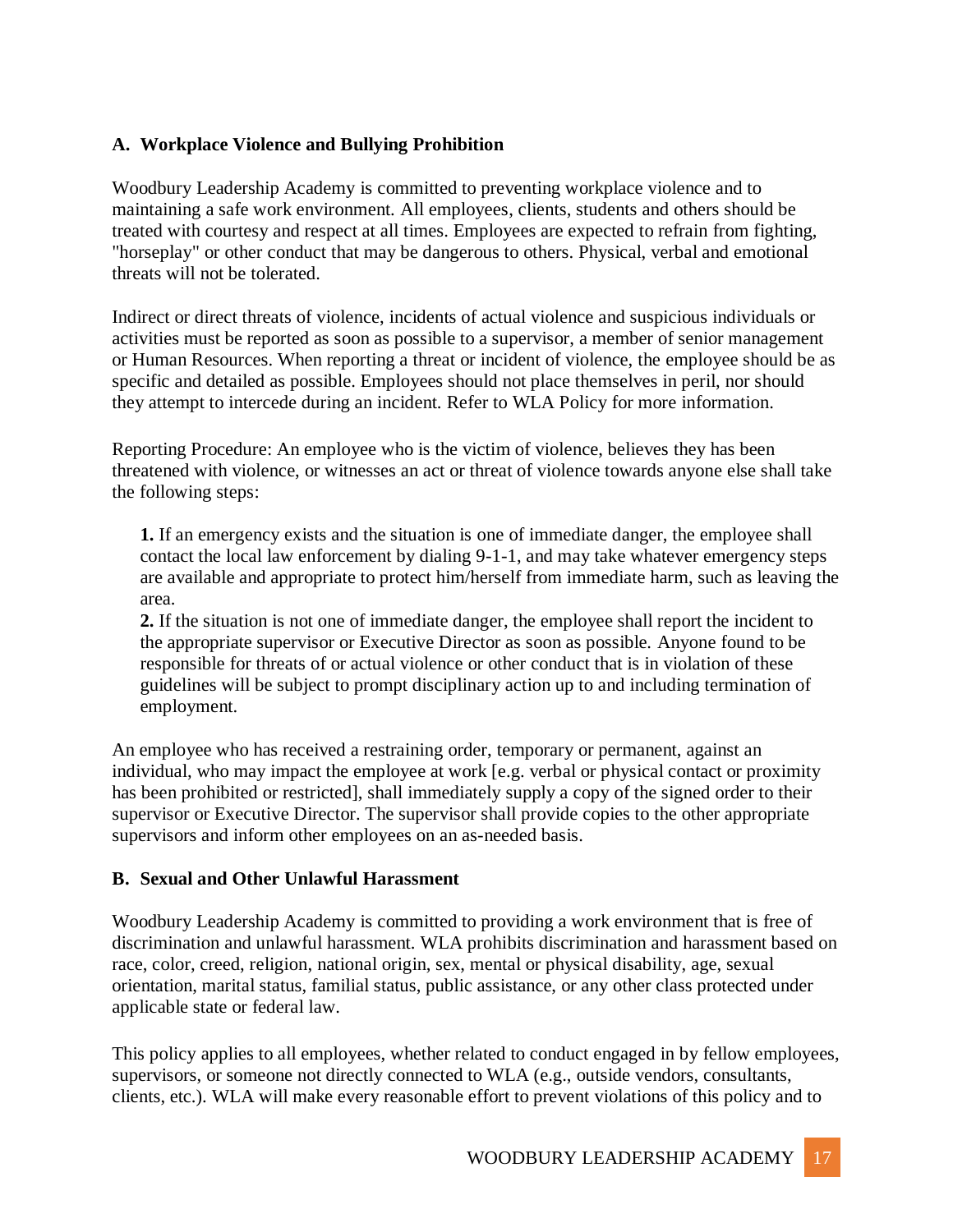### A. Workplace Violence and Bullying Prohibition

Woodbury Leadership Academy is committed to preventing workplace violence and to maintaining a safe work environment. All employees, clients, students and others should be treated with courtesy and respect at all times. Employees are expected to refrain from fighting, "horseplay" or other conduct that may be dangerous to others. Physical, verbal and emotional threats will not be tolerated.

Indirect or direct threats of violence, incidents of actual violence and suspicious individuals or activities must be reported as soon as possible to a supervisor, a member of senior management or Human Resources. When reporting a threat or incident of violence, the employee should be as specific and detailed as possible. Employees should not place themselves in peril, nor should they attempt to intercede during an incident. Refer to WLA Policy for more information.

Reporting Procedure: An employee who is the victim of violence, believes they has been threatened with violence, or witnesses an act or threat of violence towards anyone else shall take the following steps:

> **1.** If an emergency exists and the situation is one of immediate danger, the employee shall contact the local law enforcement by dialing 9-1-1, and may take whatever emergency steps are available and appropriate to protect him/herself from immediate harm, such as leaving the area.
> **2.** If the situation is not one of immediate danger, the employee shall report the incident to the appropriate supervisor or Executive Director as soon as possible. Anyone found to be responsible for threats of or actual violence or other conduct that is in violation of these guidelines will be subject to prompt disciplinary action up to and including termination of employment.

An employee who has received a restraining order, temporary or permanent, against an individual, who may impact the employee at work [e.g. verbal or physical contact or proximity has been prohibited or restricted], shall immediately supply a copy of the signed order to their supervisor or Executive Director. The supervisor shall provide copies to the other appropriate supervisors and inform other employees on an as-needed basis.

### B. Sexual and Other Unlawful Harassment

Woodbury Leadership Academy is committed to providing a work environment that is free of discrimination and unlawful harassment. WLA prohibits discrimination and harassment based on race, color, creed, religion, national origin, sex, mental or physical disability, age, sexual orientation, marital status, familial status, public assistance, or any other class protected under applicable state or federal law.

This policy applies to all employees, whether related to conduct engaged in by fellow employees, supervisors, or someone not directly connected to WLA (e.g., outside vendors, consultants, clients, etc.). WLA will make every reasonable effort to prevent violations of this policy and to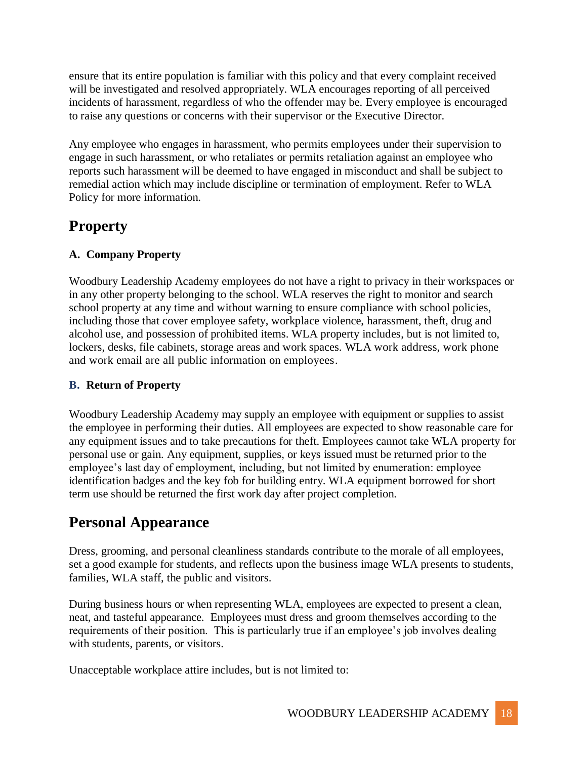ensure that its entire population is familiar with this policy and that every complaint received will be investigated and resolved appropriately. WLA encourages reporting of all perceived incidents of harassment, regardless of who the offender may be. Every employee is encouraged to raise any questions or concerns with their supervisor or the Executive Director.

Any employee who engages in harassment, who permits employees under their supervision to engage in such harassment, or who retaliates or permits retaliation against an employee who reports such harassment will be deemed to have engaged in misconduct and shall be subject to remedial action which may include discipline or termination of employment. Refer to WLA Policy for more information.

## Property

### A. Company Property

Woodbury Leadership Academy employees do not have a right to privacy in their workspaces or in any other property belonging to the school. WLA reserves the right to monitor and search school property at any time and without warning to ensure compliance with school policies, including those that cover employee safety, workplace violence, harassment, theft, drug and alcohol use, and possession of prohibited items. WLA property includes, but is not limited to, lockers, desks, file cabinets, storage areas and work spaces. WLA work address, work phone and work email are all public information on employees.

### B. Return of Property

Woodbury Leadership Academy may supply an employee with equipment or supplies to assist the employee in performing their duties. All employees are expected to show reasonable care for any equipment issues and to take precautions for theft. Employees cannot take WLA property for personal use or gain. Any equipment, supplies, or keys issued must be returned prior to the employee's last day of employment, including, but not limited by enumeration: employee identification badges and the key fob for building entry. WLA equipment borrowed for short term use should be returned the first work day after project completion.

## Personal Appearance

Dress, grooming, and personal cleanliness standards contribute to the morale of all employees, set a good example for students, and reflects upon the business image WLA presents to students, families, WLA staff, the public and visitors.

During business hours or when representing WLA, employees are expected to present a clean, neat, and tasteful appearance. Employees must dress and groom themselves according to the requirements of their position. This is particularly true if an employee's job involves dealing with students, parents, or visitors.

Unacceptable workplace attire includes, but is not limited to: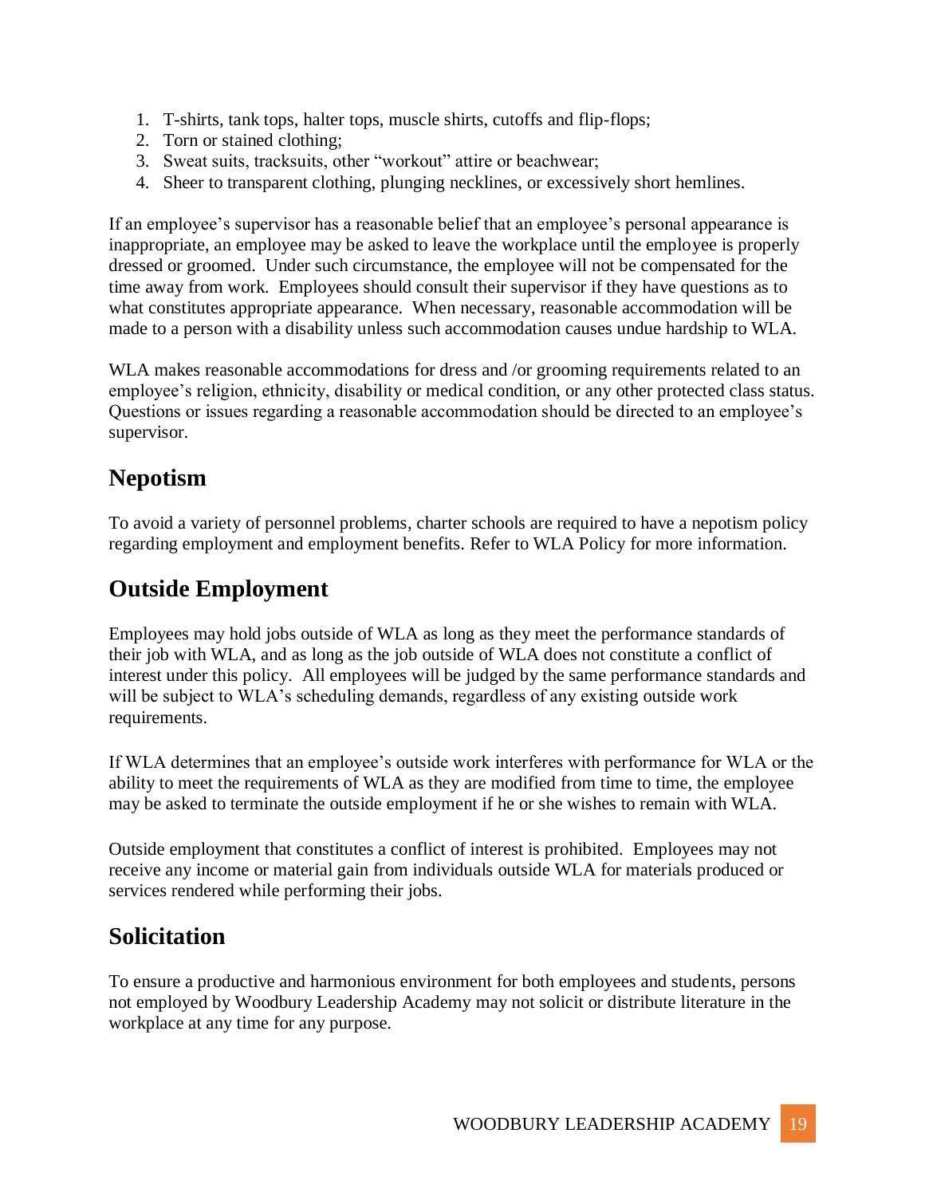1. T-shirts, tank tops, halter tops, muscle shirts, cutoffs and flip-flops;
2. Torn or stained clothing;
3. Sweat suits, tracksuits, other "workout" attire or beachwear;
4. Sheer to transparent clothing, plunging necklines, or excessively short hemlines.

If an employee's supervisor has a reasonable belief that an employee's personal appearance is inappropriate, an employee may be asked to leave the workplace until the employee is properly dressed or groomed. Under such circumstance, the employee will not be compensated for the time away from work. Employees should consult their supervisor if they have questions as to what constitutes appropriate appearance. When necessary, reasonable accommodation will be made to a person with a disability unless such accommodation causes undue hardship to WLA.

WLA makes reasonable accommodations for dress and /or grooming requirements related to an employee's religion, ethnicity, disability or medical condition, or any other protected class status. Questions or issues regarding a reasonable accommodation should be directed to an employee's supervisor.

## Nepotism

To avoid a variety of personnel problems, charter schools are required to have a nepotism policy regarding employment and employment benefits. Refer to WLA Policy for more information.

## Outside Employment

Employees may hold jobs outside of WLA as long as they meet the performance standards of their job with WLA, and as long as the job outside of WLA does not constitute a conflict of interest under this policy. All employees will be judged by the same performance standards and will be subject to WLA's scheduling demands, regardless of any existing outside work requirements.

If WLA determines that an employee's outside work interferes with performance for WLA or the ability to meet the requirements of WLA as they are modified from time to time, the employee may be asked to terminate the outside employment if he or she wishes to remain with WLA.

Outside employment that constitutes a conflict of interest is prohibited. Employees may not receive any income or material gain from individuals outside WLA for materials produced or services rendered while performing their jobs.

## Solicitation

To ensure a productive and harmonious environment for both employees and students, persons not employed by Woodbury Leadership Academy may not solicit or distribute literature in the workplace at any time for any purpose.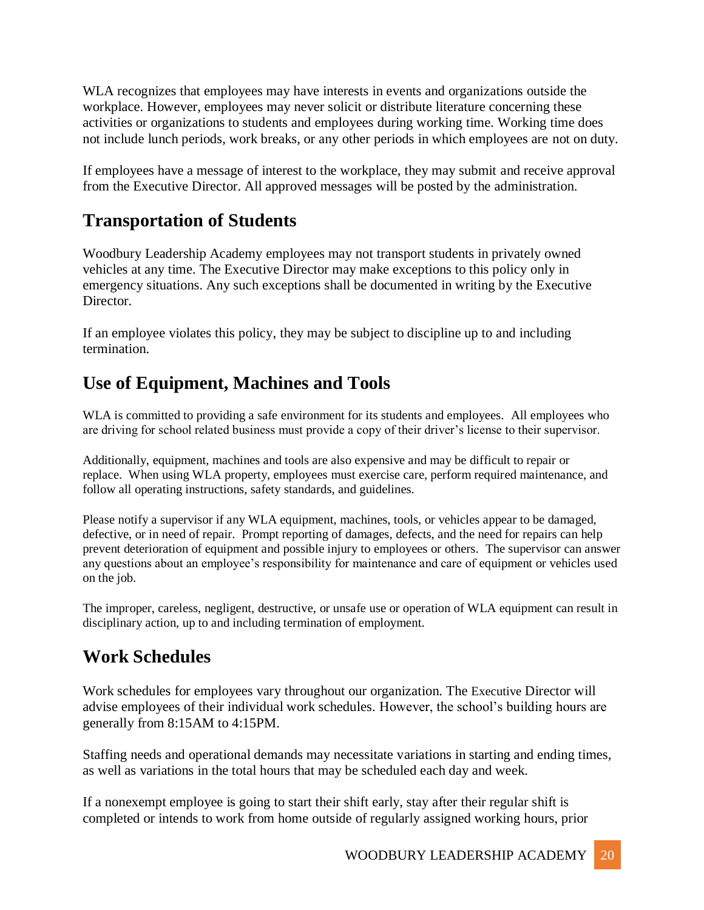WLA recognizes that employees may have interests in events and organizations outside the workplace. However, employees may never solicit or distribute literature concerning these activities or organizations to students and employees during working time. Working time does not include lunch periods, work breaks, or any other periods in which employees are not on duty.

If employees have a message of interest to the workplace, they may submit and receive approval from the Executive Director. All approved messages will be posted by the administration.

## Transportation of Students

Woodbury Leadership Academy employees may not transport students in privately owned vehicles at any time. The Executive Director may make exceptions to this policy only in emergency situations. Any such exceptions shall be documented in writing by the Executive Director.

If an employee violates this policy, they may be subject to discipline up to and including termination.

## Use of Equipment, Machines and Tools

WLA is committed to providing a safe environment for its students and employees. All employees who are driving for school related business must provide a copy of their driver's license to their supervisor.

Additionally, equipment, machines and tools are also expensive and may be difficult to repair or replace. When using WLA property, employees must exercise care, perform required maintenance, and follow all operating instructions, safety standards, and guidelines.

Please notify a supervisor if any WLA equipment, machines, tools, or vehicles appear to be damaged, defective, or in need of repair. Prompt reporting of damages, defects, and the need for repairs can help prevent deterioration of equipment and possible injury to employees or others. The supervisor can answer any questions about an employee's responsibility for maintenance and care of equipment or vehicles used on the job.

The improper, careless, negligent, destructive, or unsafe use or operation of WLA equipment can result in disciplinary action, up to and including termination of employment.

## Work Schedules

Work schedules for employees vary throughout our organization. The Executive Director will advise employees of their individual work schedules. However, the school's building hours are generally from 8:15AM to 4:15PM.

Staffing needs and operational demands may necessitate variations in starting and ending times, as well as variations in the total hours that may be scheduled each day and week.

If a nonexempt employee is going to start their shift early, stay after their regular shift is completed or intends to work from home outside of regularly assigned working hours, prior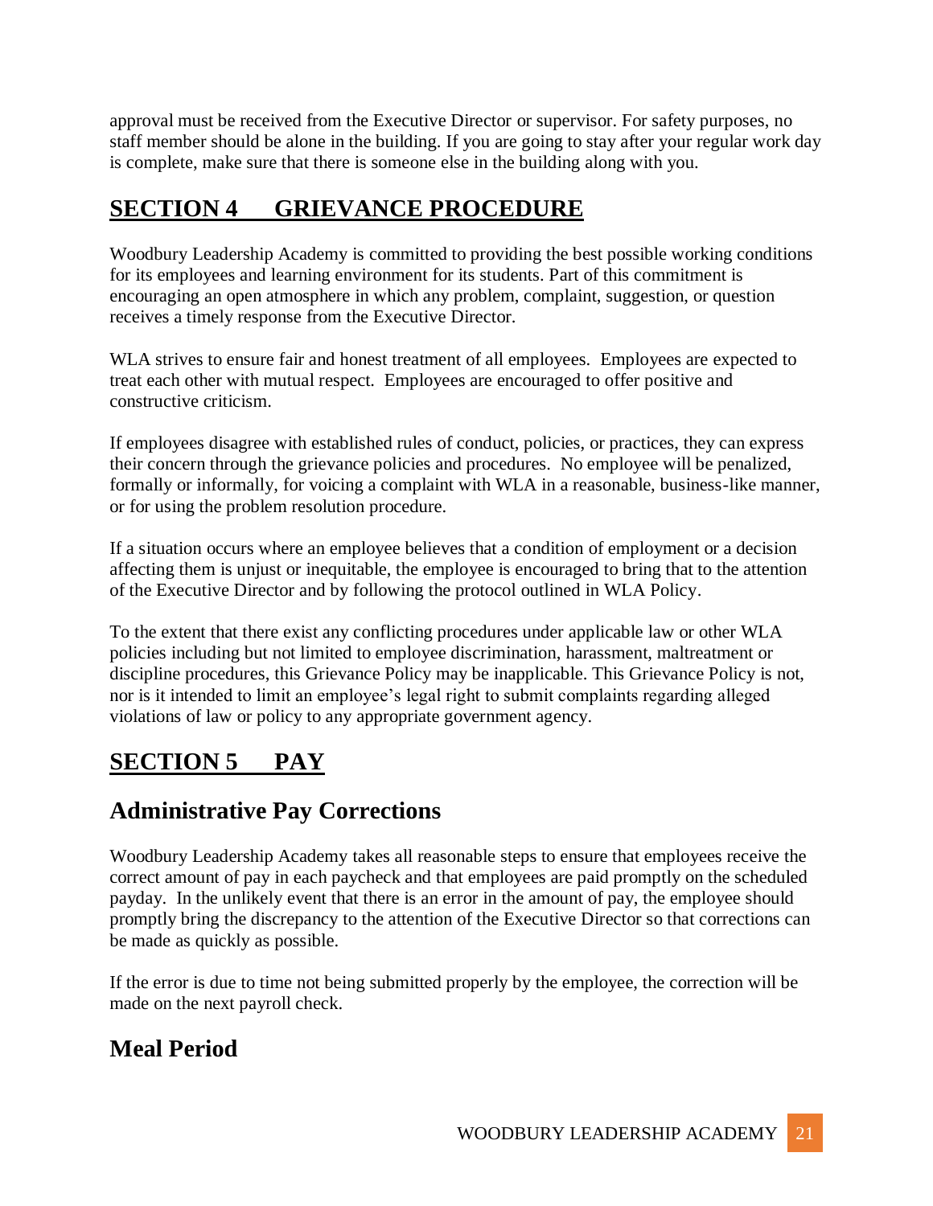approval must be received from the Executive Director or supervisor. For safety purposes, no staff member should be alone in the building. If you are going to stay after your regular work day is complete, make sure that there is someone else in the building along with you.

# SECTION 4 GRIEVANCE PROCEDURE

Woodbury Leadership Academy is committed to providing the best possible working conditions for its employees and learning environment for its students. Part of this commitment is encouraging an open atmosphere in which any problem, complaint, suggestion, or question receives a timely response from the Executive Director.

WLA strives to ensure fair and honest treatment of all employees. Employees are expected to treat each other with mutual respect. Employees are encouraged to offer positive and constructive criticism.

If employees disagree with established rules of conduct, policies, or practices, they can express their concern through the grievance policies and procedures. No employee will be penalized, formally or informally, for voicing a complaint with WLA in a reasonable, business-like manner, or for using the problem resolution procedure.

If a situation occurs where an employee believes that a condition of employment or a decision affecting them is unjust or inequitable, the employee is encouraged to bring that to the attention of the Executive Director and by following the protocol outlined in WLA Policy.

To the extent that there exist any conflicting procedures under applicable law or other WLA policies including but not limited to employee discrimination, harassment, maltreatment or discipline procedures, this Grievance Policy may be inapplicable. This Grievance Policy is not, nor is it intended to limit an employee's legal right to submit complaints regarding alleged violations of law or policy to any appropriate government agency.

# SECTION 5 PAY

## Administrative Pay Corrections

Woodbury Leadership Academy takes all reasonable steps to ensure that employees receive the correct amount of pay in each paycheck and that employees are paid promptly on the scheduled payday. In the unlikely event that there is an error in the amount of pay, the employee should promptly bring the discrepancy to the attention of the Executive Director so that corrections can be made as quickly as possible.

If the error is due to time not being submitted properly by the employee, the correction will be made on the next payroll check.

## Meal Period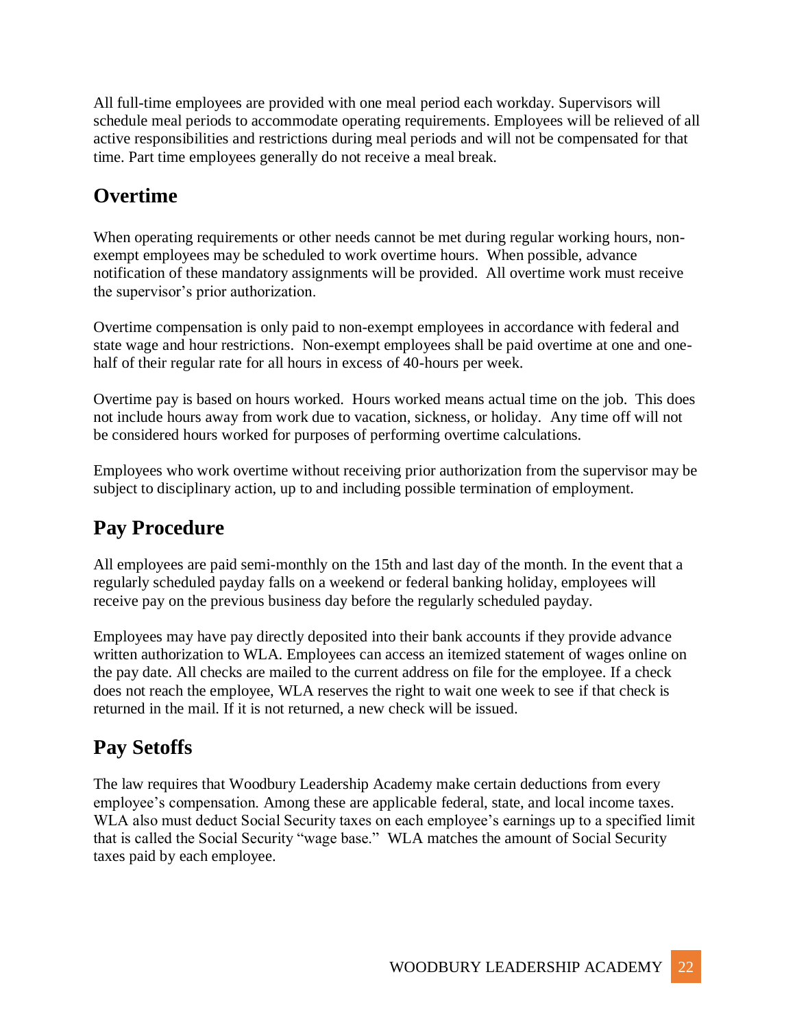All full-time employees are provided with one meal period each workday. Supervisors will schedule meal periods to accommodate operating requirements. Employees will be relieved of all active responsibilities and restrictions during meal periods and will not be compensated for that time. Part time employees generally do not receive a meal break.

## Overtime

When operating requirements or other needs cannot be met during regular working hours, non-exempt employees may be scheduled to work overtime hours. When possible, advance notification of these mandatory assignments will be provided. All overtime work must receive the supervisor's prior authorization.

Overtime compensation is only paid to non-exempt employees in accordance with federal and state wage and hour restrictions. Non-exempt employees shall be paid overtime at one and one-half of their regular rate for all hours in excess of 40-hours per week.

Overtime pay is based on hours worked. Hours worked means actual time on the job. This does not include hours away from work due to vacation, sickness, or holiday. Any time off will not be considered hours worked for purposes of performing overtime calculations.

Employees who work overtime without receiving prior authorization from the supervisor may be subject to disciplinary action, up to and including possible termination of employment.

## Pay Procedure

All employees are paid semi-monthly on the 15th and last day of the month. In the event that a regularly scheduled payday falls on a weekend or federal banking holiday, employees will receive pay on the previous business day before the regularly scheduled payday.

Employees may have pay directly deposited into their bank accounts if they provide advance written authorization to WLA. Employees can access an itemized statement of wages online on the pay date. All checks are mailed to the current address on file for the employee. If a check does not reach the employee, WLA reserves the right to wait one week to see if that check is returned in the mail. If it is not returned, a new check will be issued.

## Pay Setoffs

The law requires that Woodbury Leadership Academy make certain deductions from every employee's compensation. Among these are applicable federal, state, and local income taxes. WLA also must deduct Social Security taxes on each employee's earnings up to a specified limit that is called the Social Security "wage base." WLA matches the amount of Social Security taxes paid by each employee.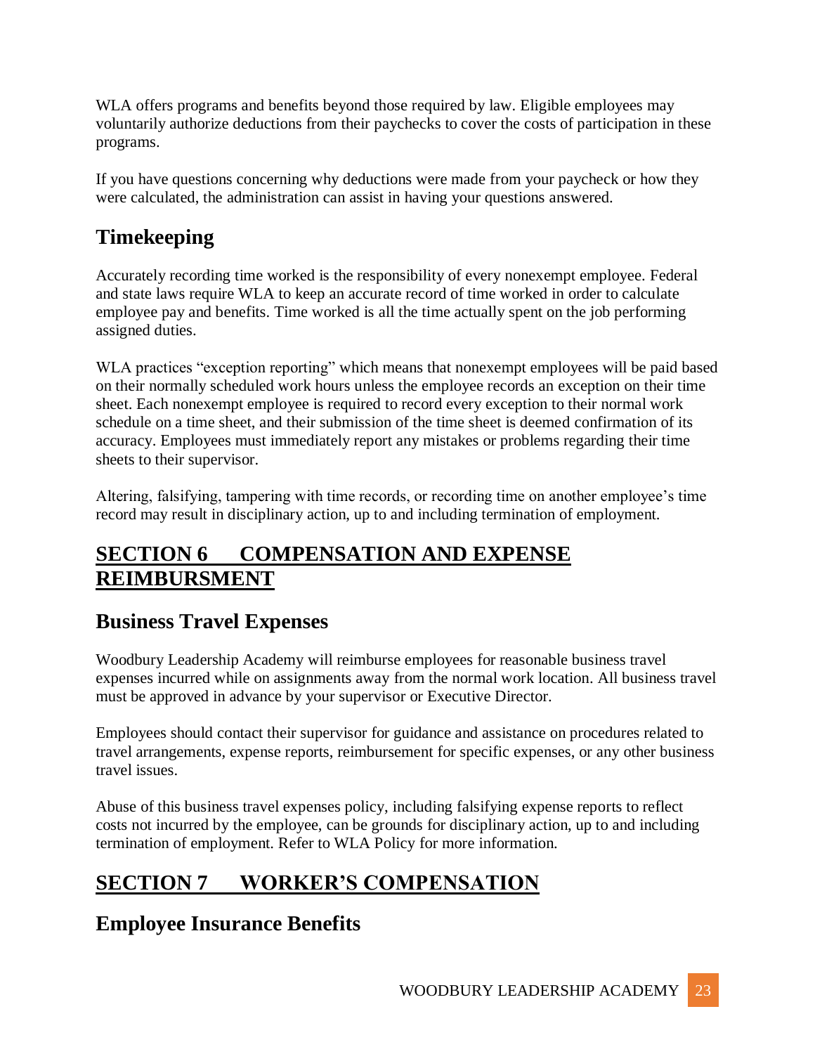WLA offers programs and benefits beyond those required by law. Eligible employees may voluntarily authorize deductions from their paychecks to cover the costs of participation in these programs.

If you have questions concerning why deductions were made from your paycheck or how they were calculated, the administration can assist in having your questions answered.

## Timekeeping

Accurately recording time worked is the responsibility of every nonexempt employee. Federal and state laws require WLA to keep an accurate record of time worked in order to calculate employee pay and benefits. Time worked is all the time actually spent on the job performing assigned duties.

WLA practices "exception reporting" which means that nonexempt employees will be paid based on their normally scheduled work hours unless the employee records an exception on their time sheet. Each nonexempt employee is required to record every exception to their normal work schedule on a time sheet, and their submission of the time sheet is deemed confirmation of its accuracy. Employees must immediately report any mistakes or problems regarding their time sheets to their supervisor.

Altering, falsifying, tampering with time records, or recording time on another employee's time record may result in disciplinary action, up to and including termination of employment.

# SECTION 6 COMPENSATION AND EXPENSE REIMBURSMENT

## Business Travel Expenses

Woodbury Leadership Academy will reimburse employees for reasonable business travel expenses incurred while on assignments away from the normal work location. All business travel must be approved in advance by your supervisor or Executive Director.

Employees should contact their supervisor for guidance and assistance on procedures related to travel arrangements, expense reports, reimbursement for specific expenses, or any other business travel issues.

Abuse of this business travel expenses policy, including falsifying expense reports to reflect costs not incurred by the employee, can be grounds for disciplinary action, up to and including termination of employment. Refer to WLA Policy for more information.

# SECTION 7 WORKER'S COMPENSATION

## Employee Insurance Benefits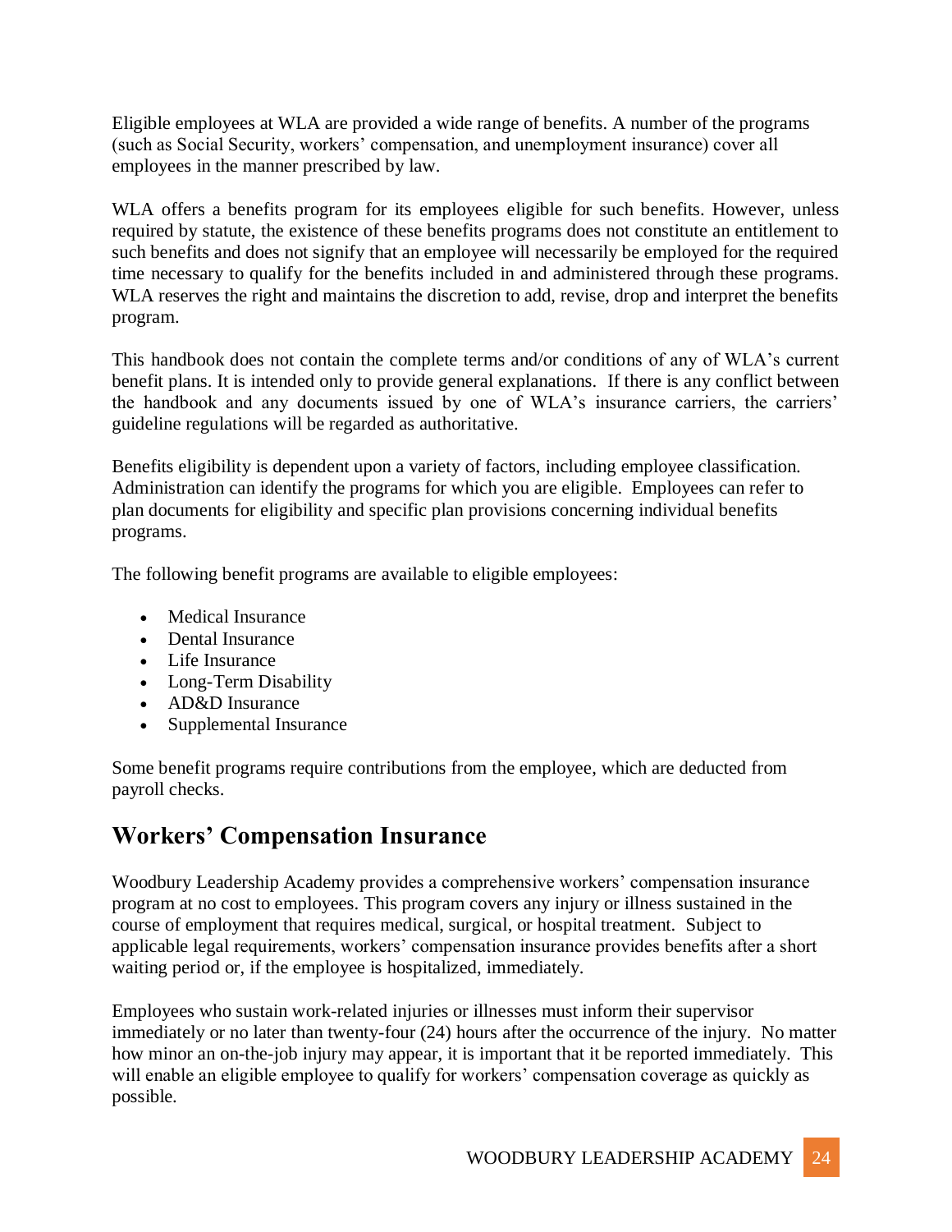Eligible employees at WLA are provided a wide range of benefits. A number of the programs (such as Social Security, workers' compensation, and unemployment insurance) cover all employees in the manner prescribed by law.

WLA offers a benefits program for its employees eligible for such benefits. However, unless required by statute, the existence of these benefits programs does not constitute an entitlement to such benefits and does not signify that an employee will necessarily be employed for the required time necessary to qualify for the benefits included in and administered through these programs. WLA reserves the right and maintains the discretion to add, revise, drop and interpret the benefits program.

This handbook does not contain the complete terms and/or conditions of any of WLA's current benefit plans. It is intended only to provide general explanations. If there is any conflict between the handbook and any documents issued by one of WLA's insurance carriers, the carriers' guideline regulations will be regarded as authoritative.

Benefits eligibility is dependent upon a variety of factors, including employee classification. Administration can identify the programs for which you are eligible. Employees can refer to plan documents for eligibility and specific plan provisions concerning individual benefits programs.

The following benefit programs are available to eligible employees:

- Medical Insurance
- Dental Insurance
- Life Insurance
- Long-Term Disability
- AD&D Insurance
- Supplemental Insurance

Some benefit programs require contributions from the employee, which are deducted from payroll checks.

## Workers' Compensation Insurance

Woodbury Leadership Academy provides a comprehensive workers' compensation insurance program at no cost to employees. This program covers any injury or illness sustained in the course of employment that requires medical, surgical, or hospital treatment. Subject to applicable legal requirements, workers' compensation insurance provides benefits after a short waiting period or, if the employee is hospitalized, immediately.

Employees who sustain work-related injuries or illnesses must inform their supervisor immediately or no later than twenty-four (24) hours after the occurrence of the injury. No matter how minor an on-the-job injury may appear, it is important that it be reported immediately. This will enable an eligible employee to qualify for workers' compensation coverage as quickly as possible.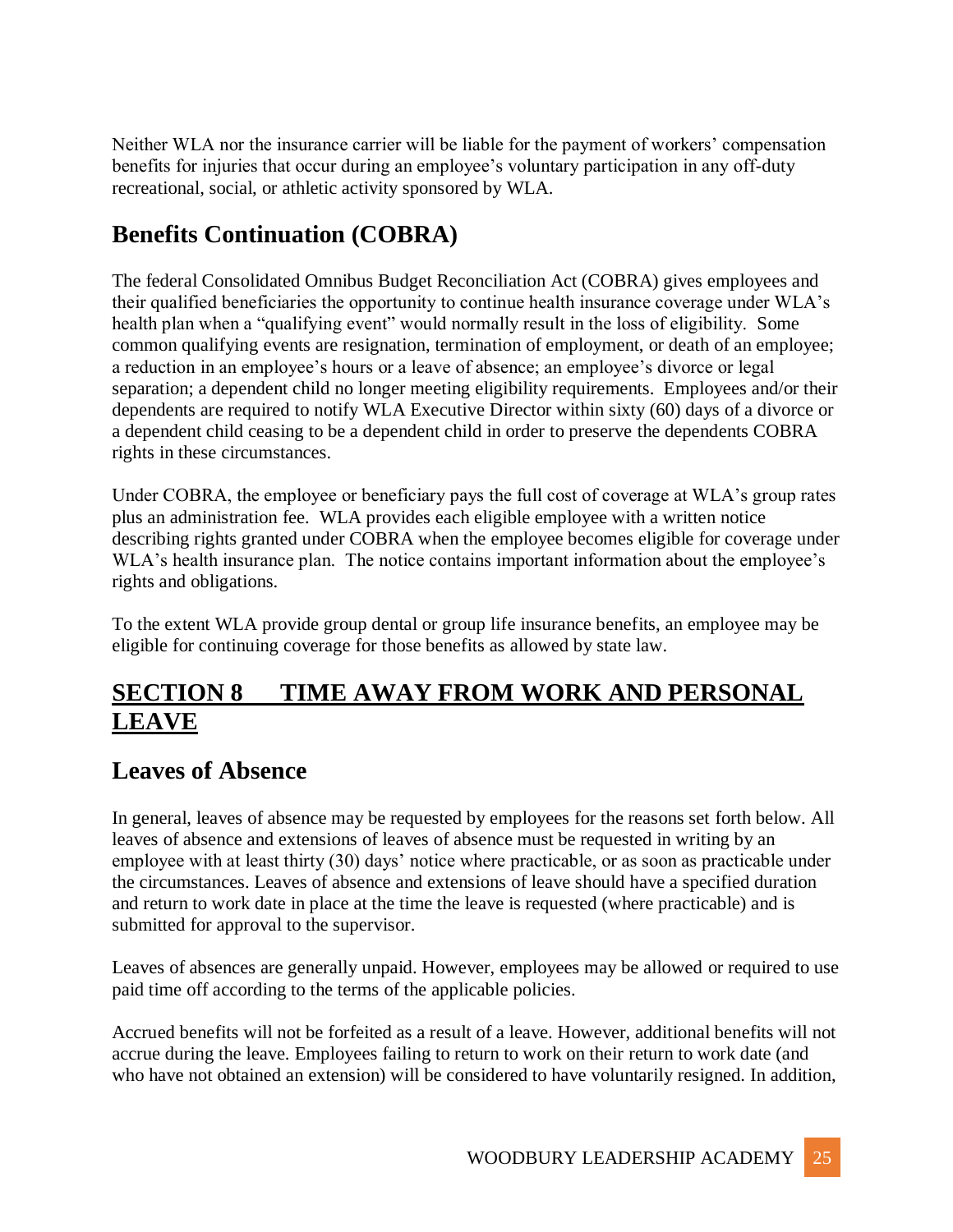Neither WLA nor the insurance carrier will be liable for the payment of workers' compensation benefits for injuries that occur during an employee's voluntary participation in any off-duty recreational, social, or athletic activity sponsored by WLA.

## Benefits Continuation (COBRA)

The federal Consolidated Omnibus Budget Reconciliation Act (COBRA) gives employees and their qualified beneficiaries the opportunity to continue health insurance coverage under WLA's health plan when a "qualifying event" would normally result in the loss of eligibility. Some common qualifying events are resignation, termination of employment, or death of an employee; a reduction in an employee's hours or a leave of absence; an employee's divorce or legal separation; a dependent child no longer meeting eligibility requirements. Employees and/or their dependents are required to notify WLA Executive Director within sixty (60) days of a divorce or a dependent child ceasing to be a dependent child in order to preserve the dependents COBRA rights in these circumstances.

Under COBRA, the employee or beneficiary pays the full cost of coverage at WLA's group rates plus an administration fee. WLA provides each eligible employee with a written notice describing rights granted under COBRA when the employee becomes eligible for coverage under WLA's health insurance plan. The notice contains important information about the employee's rights and obligations.

To the extent WLA provide group dental or group life insurance benefits, an employee may be eligible for continuing coverage for those benefits as allowed by state law.

# SECTION 8 TIME AWAY FROM WORK AND PERSONAL LEAVE

## Leaves of Absence

In general, leaves of absence may be requested by employees for the reasons set forth below. All leaves of absence and extensions of leaves of absence must be requested in writing by an employee with at least thirty (30) days' notice where practicable, or as soon as practicable under the circumstances. Leaves of absence and extensions of leave should have a specified duration and return to work date in place at the time the leave is requested (where practicable) and is submitted for approval to the supervisor.

Leaves of absences are generally unpaid. However, employees may be allowed or required to use paid time off according to the terms of the applicable policies.

Accrued benefits will not be forfeited as a result of a leave. However, additional benefits will not accrue during the leave. Employees failing to return to work on their return to work date (and who have not obtained an extension) will be considered to have voluntarily resigned. In addition,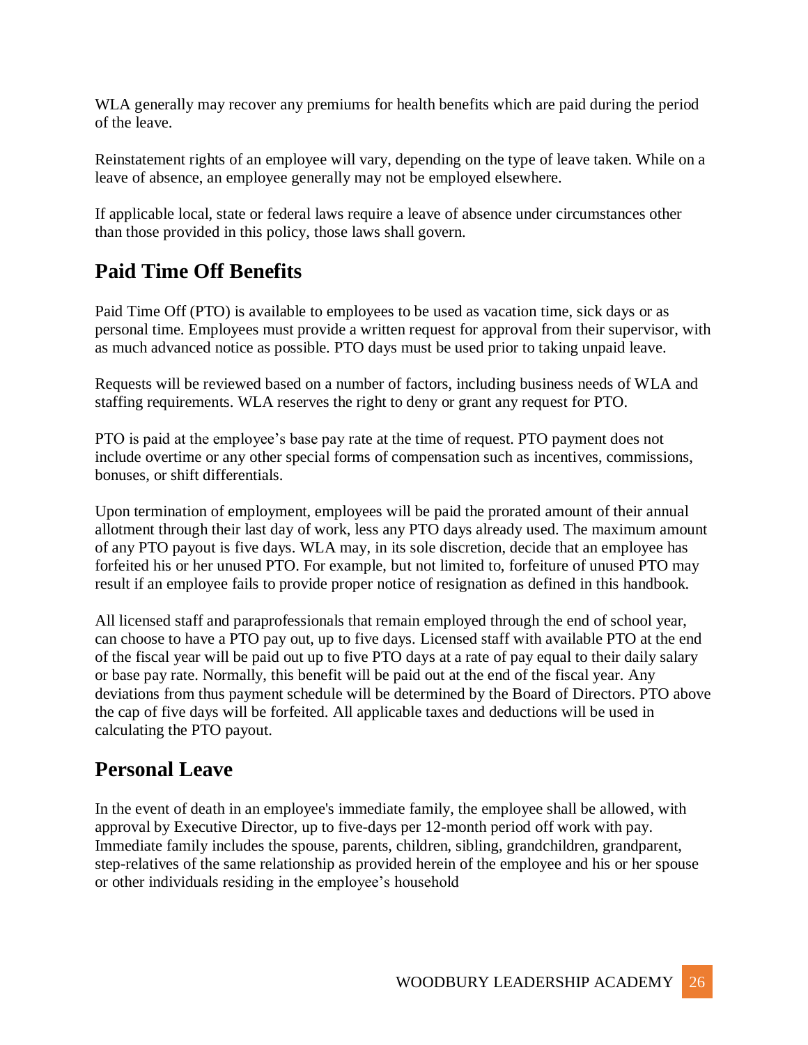WLA generally may recover any premiums for health benefits which are paid during the period of the leave.

Reinstatement rights of an employee will vary, depending on the type of leave taken. While on a leave of absence, an employee generally may not be employed elsewhere.

If applicable local, state or federal laws require a leave of absence under circumstances other than those provided in this policy, those laws shall govern.

## Paid Time Off Benefits

Paid Time Off (PTO) is available to employees to be used as vacation time, sick days or as personal time. Employees must provide a written request for approval from their supervisor, with as much advanced notice as possible. PTO days must be used prior to taking unpaid leave.

Requests will be reviewed based on a number of factors, including business needs of WLA and staffing requirements. WLA reserves the right to deny or grant any request for PTO.

PTO is paid at the employee's base pay rate at the time of request. PTO payment does not include overtime or any other special forms of compensation such as incentives, commissions, bonuses, or shift differentials.

Upon termination of employment, employees will be paid the prorated amount of their annual allotment through their last day of work, less any PTO days already used. The maximum amount of any PTO payout is five days. WLA may, in its sole discretion, decide that an employee has forfeited his or her unused PTO. For example, but not limited to, forfeiture of unused PTO may result if an employee fails to provide proper notice of resignation as defined in this handbook.

All licensed staff and paraprofessionals that remain employed through the end of school year, can choose to have a PTO pay out, up to five days. Licensed staff with available PTO at the end of the fiscal year will be paid out up to five PTO days at a rate of pay equal to their daily salary or base pay rate. Normally, this benefit will be paid out at the end of the fiscal year. Any deviations from thus payment schedule will be determined by the Board of Directors. PTO above the cap of five days will be forfeited. All applicable taxes and deductions will be used in calculating the PTO payout.

## Personal Leave

In the event of death in an employee's immediate family, the employee shall be allowed, with approval by Executive Director, up to five-days per 12-month period off work with pay. Immediate family includes the spouse, parents, children, sibling, grandchildren, grandparent, step-relatives of the same relationship as provided herein of the employee and his or her spouse or other individuals residing in the employee's household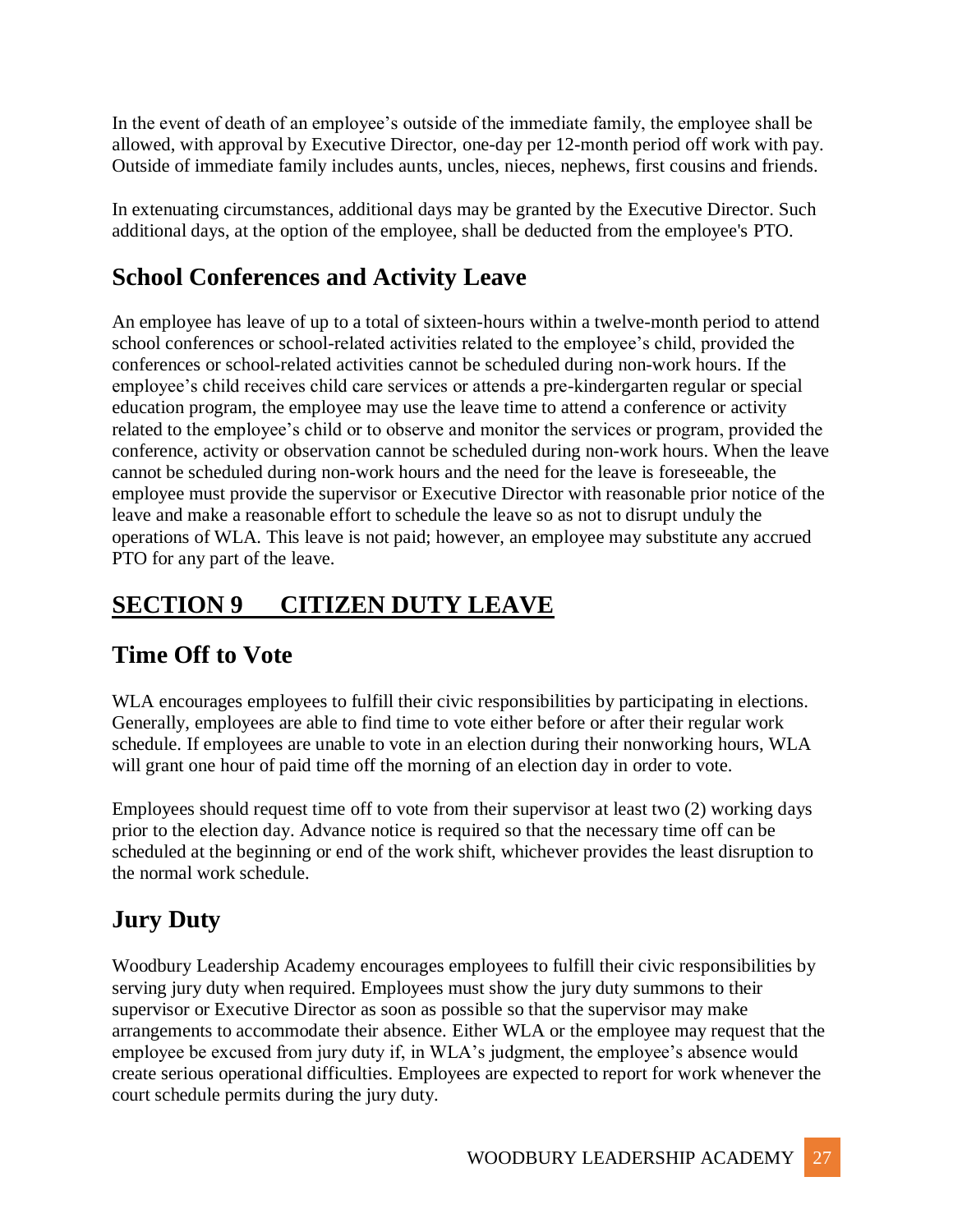In the event of death of an employee's outside of the immediate family, the employee shall be allowed, with approval by Executive Director, one-day per 12-month period off work with pay. Outside of immediate family includes aunts, uncles, nieces, nephews, first cousins and friends.

In extenuating circumstances, additional days may be granted by the Executive Director. Such additional days, at the option of the employee, shall be deducted from the employee's PTO.

## School Conferences and Activity Leave

An employee has leave of up to a total of sixteen-hours within a twelve-month period to attend school conferences or school-related activities related to the employee's child, provided the conferences or school-related activities cannot be scheduled during non-work hours. If the employee's child receives child care services or attends a pre-kindergarten regular or special education program, the employee may use the leave time to attend a conference or activity related to the employee's child or to observe and monitor the services or program, provided the conference, activity or observation cannot be scheduled during non-work hours. When the leave cannot be scheduled during non-work hours and the need for the leave is foreseeable, the employee must provide the supervisor or Executive Director with reasonable prior notice of the leave and make a reasonable effort to schedule the leave so as not to disrupt unduly the operations of WLA. This leave is not paid; however, an employee may substitute any accrued PTO for any part of the leave.

# SECTION 9 CITIZEN DUTY LEAVE

## Time Off to Vote

WLA encourages employees to fulfill their civic responsibilities by participating in elections. Generally, employees are able to find time to vote either before or after their regular work schedule. If employees are unable to vote in an election during their nonworking hours, WLA will grant one hour of paid time off the morning of an election day in order to vote.

Employees should request time off to vote from their supervisor at least two (2) working days prior to the election day. Advance notice is required so that the necessary time off can be scheduled at the beginning or end of the work shift, whichever provides the least disruption to the normal work schedule.

## Jury Duty

Woodbury Leadership Academy encourages employees to fulfill their civic responsibilities by serving jury duty when required. Employees must show the jury duty summons to their supervisor or Executive Director as soon as possible so that the supervisor may make arrangements to accommodate their absence. Either WLA or the employee may request that the employee be excused from jury duty if, in WLA's judgment, the employee's absence would create serious operational difficulties. Employees are expected to report for work whenever the court schedule permits during the jury duty.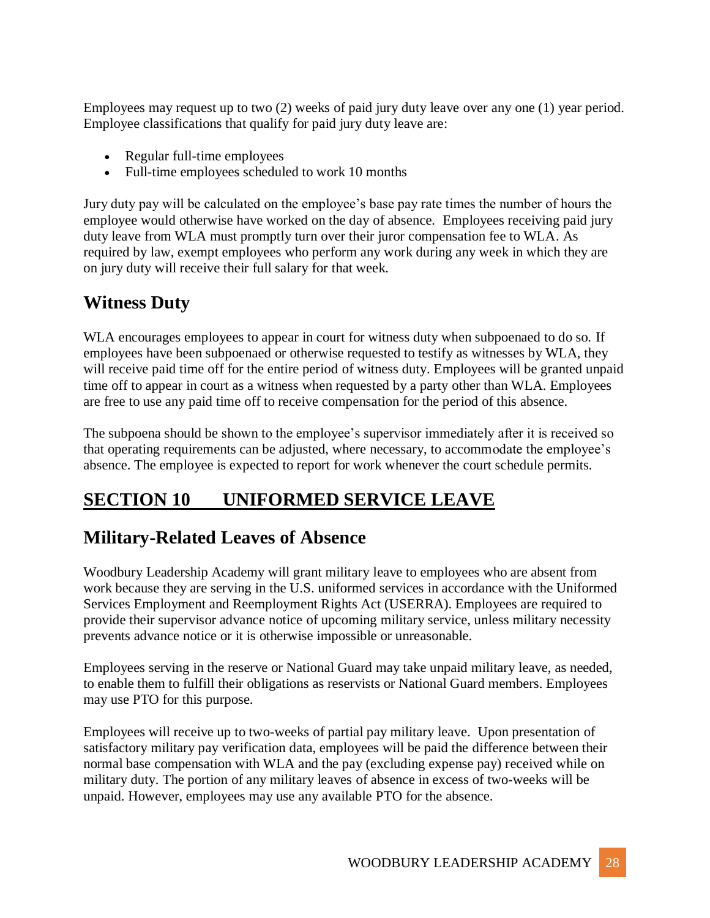Employees may request up to two (2) weeks of paid jury duty leave over any one (1) year period. Employee classifications that qualify for paid jury duty leave are:

- Regular full-time employees
- Full-time employees scheduled to work 10 months

Jury duty pay will be calculated on the employee's base pay rate times the number of hours the employee would otherwise have worked on the day of absence. Employees receiving paid jury duty leave from WLA must promptly turn over their juror compensation fee to WLA. As required by law, exempt employees who perform any work during any week in which they are on jury duty will receive their full salary for that week.

## Witness Duty

WLA encourages employees to appear in court for witness duty when subpoenaed to do so. If employees have been subpoenaed or otherwise requested to testify as witnesses by WLA, they will receive paid time off for the entire period of witness duty. Employees will be granted unpaid time off to appear in court as a witness when requested by a party other than WLA. Employees are free to use any paid time off to receive compensation for the period of this absence.

The subpoena should be shown to the employee's supervisor immediately after it is received so that operating requirements can be adjusted, where necessary, to accommodate the employee's absence. The employee is expected to report for work whenever the court schedule permits.

# SECTION 10 UNIFORMED SERVICE LEAVE

## Military-Related Leaves of Absence

Woodbury Leadership Academy will grant military leave to employees who are absent from work because they are serving in the U.S. uniformed services in accordance with the Uniformed Services Employment and Reemployment Rights Act (USERRA). Employees are required to provide their supervisor advance notice of upcoming military service, unless military necessity prevents advance notice or it is otherwise impossible or unreasonable.

Employees serving in the reserve or National Guard may take unpaid military leave, as needed, to enable them to fulfill their obligations as reservists or National Guard members. Employees may use PTO for this purpose.

Employees will receive up to two-weeks of partial pay military leave. Upon presentation of satisfactory military pay verification data, employees will be paid the difference between their normal base compensation with WLA and the pay (excluding expense pay) received while on military duty. The portion of any military leaves of absence in excess of two-weeks will be unpaid. However, employees may use any available PTO for the absence.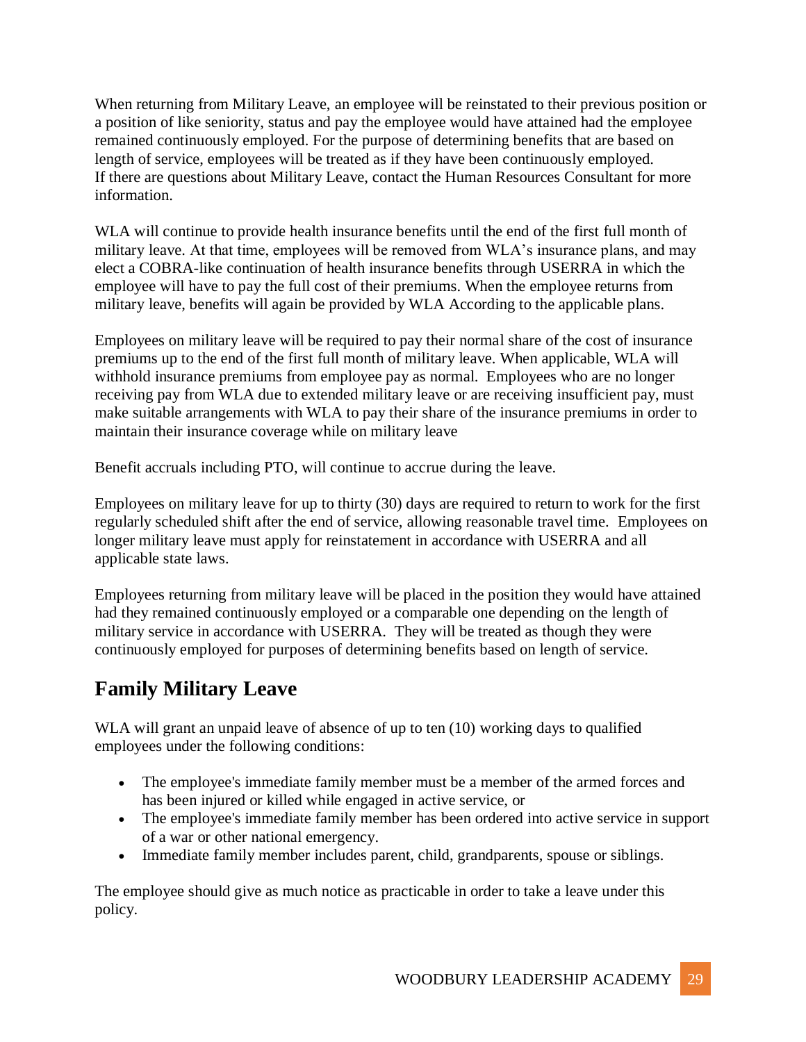When returning from Military Leave, an employee will be reinstated to their previous position or a position of like seniority, status and pay the employee would have attained had the employee remained continuously employed. For the purpose of determining benefits that are based on length of service, employees will be treated as if they have been continuously employed. If there are questions about Military Leave, contact the Human Resources Consultant for more information.

WLA will continue to provide health insurance benefits until the end of the first full month of military leave. At that time, employees will be removed from WLA's insurance plans, and may elect a COBRA-like continuation of health insurance benefits through USERRA in which the employee will have to pay the full cost of their premiums. When the employee returns from military leave, benefits will again be provided by WLA According to the applicable plans.

Employees on military leave will be required to pay their normal share of the cost of insurance premiums up to the end of the first full month of military leave. When applicable, WLA will withhold insurance premiums from employee pay as normal. Employees who are no longer receiving pay from WLA due to extended military leave or are receiving insufficient pay, must make suitable arrangements with WLA to pay their share of the insurance premiums in order to maintain their insurance coverage while on military leave

Benefit accruals including PTO, will continue to accrue during the leave.

Employees on military leave for up to thirty (30) days are required to return to work for the first regularly scheduled shift after the end of service, allowing reasonable travel time. Employees on longer military leave must apply for reinstatement in accordance with USERRA and all applicable state laws.

Employees returning from military leave will be placed in the position they would have attained had they remained continuously employed or a comparable one depending on the length of military service in accordance with USERRA. They will be treated as though they were continuously employed for purposes of determining benefits based on length of service.

## Family Military Leave

WLA will grant an unpaid leave of absence of up to ten (10) working days to qualified employees under the following conditions:

- The employee's immediate family member must be a member of the armed forces and has been injured or killed while engaged in active service, or
- The employee's immediate family member has been ordered into active service in support of a war or other national emergency.
- Immediate family member includes parent, child, grandparents, spouse or siblings.

The employee should give as much notice as practicable in order to take a leave under this policy.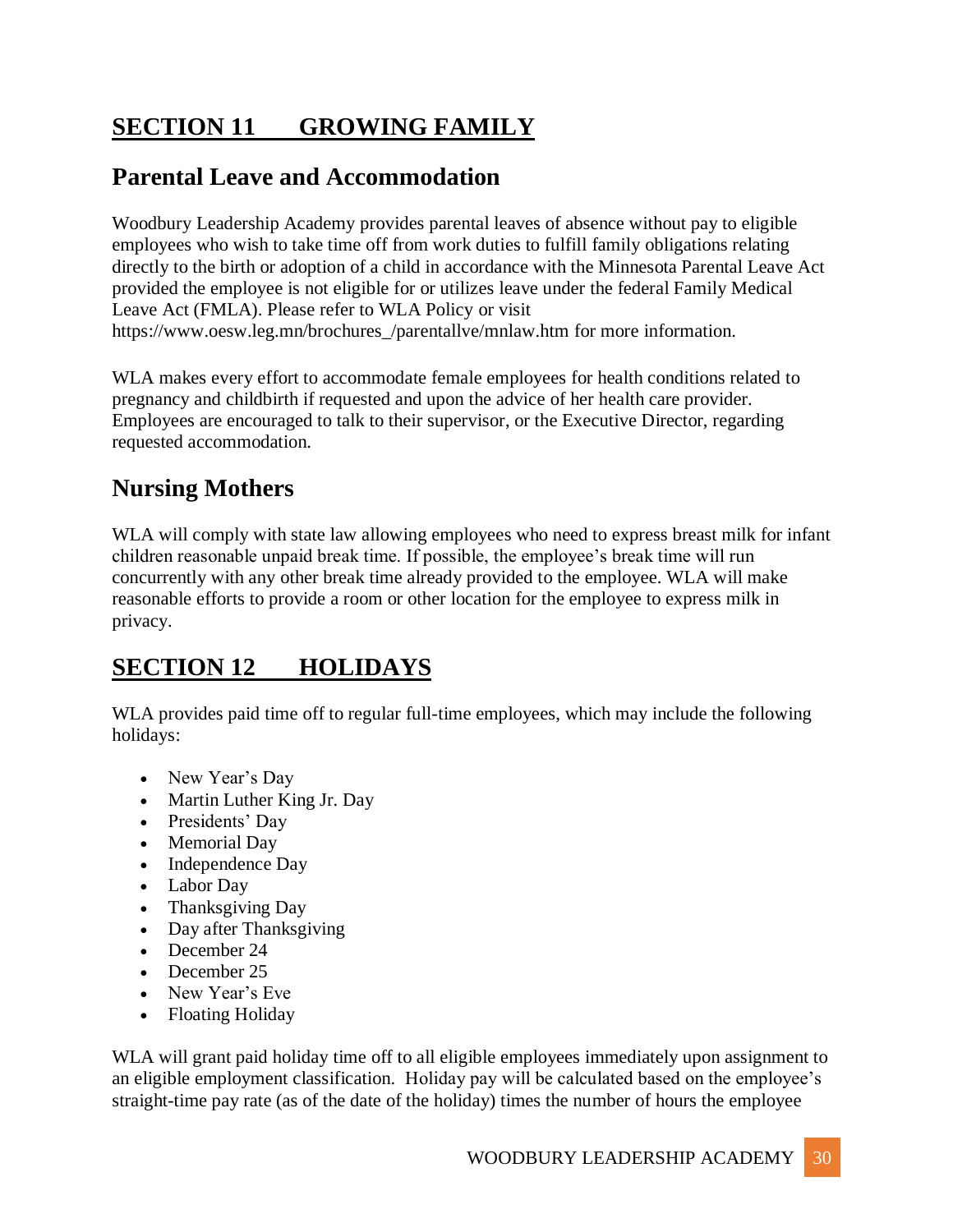# SECTION 11 GROWING FAMILY

## Parental Leave and Accommodation

Woodbury Leadership Academy provides parental leaves of absence without pay to eligible employees who wish to take time off from work duties to fulfill family obligations relating directly to the birth or adoption of a child in accordance with the Minnesota Parental Leave Act provided the employee is not eligible for or utilizes leave under the federal Family Medical Leave Act (FMLA). Please refer to WLA Policy or visit https://www.oesw.leg.mn/brochures_/parentallve/mnlaw.htm for more information.

WLA makes every effort to accommodate female employees for health conditions related to pregnancy and childbirth if requested and upon the advice of her health care provider. Employees are encouraged to talk to their supervisor, or the Executive Director, regarding requested accommodation.

## Nursing Mothers

WLA will comply with state law allowing employees who need to express breast milk for infant children reasonable unpaid break time. If possible, the employee's break time will run concurrently with any other break time already provided to the employee. WLA will make reasonable efforts to provide a room or other location for the employee to express milk in privacy.

# SECTION 12 HOLIDAYS

WLA provides paid time off to regular full-time employees, which may include the following holidays:

- New Year's Day
- Martin Luther King Jr. Day
- Presidents' Day
- Memorial Day
- Independence Day
- Labor Day
- Thanksgiving Day
- Day after Thanksgiving
- December 24
- December 25
- New Year's Eve
- Floating Holiday

WLA will grant paid holiday time off to all eligible employees immediately upon assignment to an eligible employment classification. Holiday pay will be calculated based on the employee's straight-time pay rate (as of the date of the holiday) times the number of hours the employee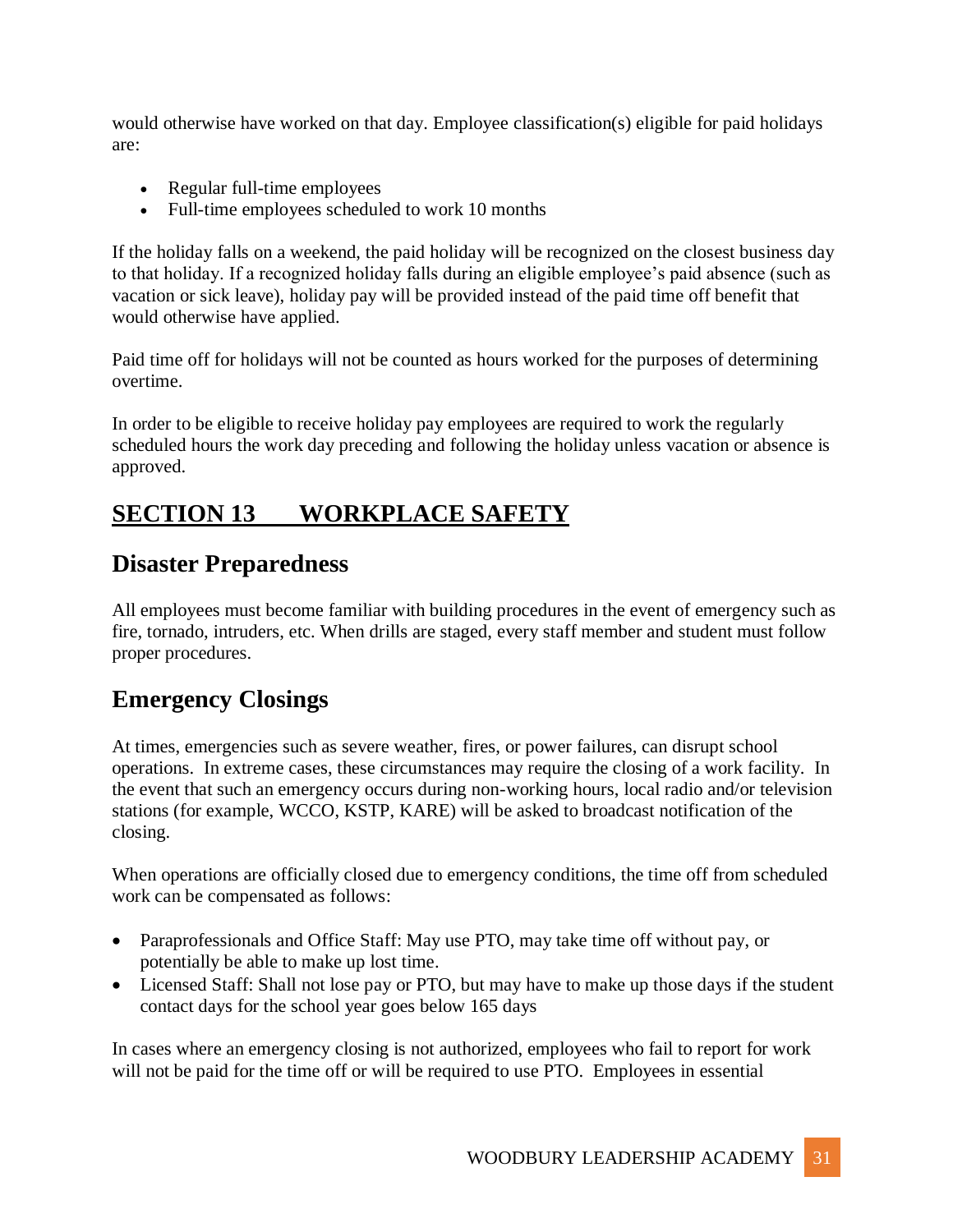would otherwise have worked on that day. Employee classification(s) eligible for paid holidays are:

- Regular full-time employees
- Full-time employees scheduled to work 10 months

If the holiday falls on a weekend, the paid holiday will be recognized on the closest business day to that holiday. If a recognized holiday falls during an eligible employee's paid absence (such as vacation or sick leave), holiday pay will be provided instead of the paid time off benefit that would otherwise have applied.

Paid time off for holidays will not be counted as hours worked for the purposes of determining overtime.

In order to be eligible to receive holiday pay employees are required to work the regularly scheduled hours the work day preceding and following the holiday unless vacation or absence is approved.

# SECTION 13 WORKPLACE SAFETY

## Disaster Preparedness

All employees must become familiar with building procedures in the event of emergency such as fire, tornado, intruders, etc. When drills are staged, every staff member and student must follow proper procedures.

## Emergency Closings

At times, emergencies such as severe weather, fires, or power failures, can disrupt school operations. In extreme cases, these circumstances may require the closing of a work facility. In the event that such an emergency occurs during non-working hours, local radio and/or television stations (for example, WCCO, KSTP, KARE) will be asked to broadcast notification of the closing.

When operations are officially closed due to emergency conditions, the time off from scheduled work can be compensated as follows:

- Paraprofessionals and Office Staff: May use PTO, may take time off without pay, or potentially be able to make up lost time.
- Licensed Staff: Shall not lose pay or PTO, but may have to make up those days if the student contact days for the school year goes below 165 days

In cases where an emergency closing is not authorized, employees who fail to report for work will not be paid for the time off or will be required to use PTO. Employees in essential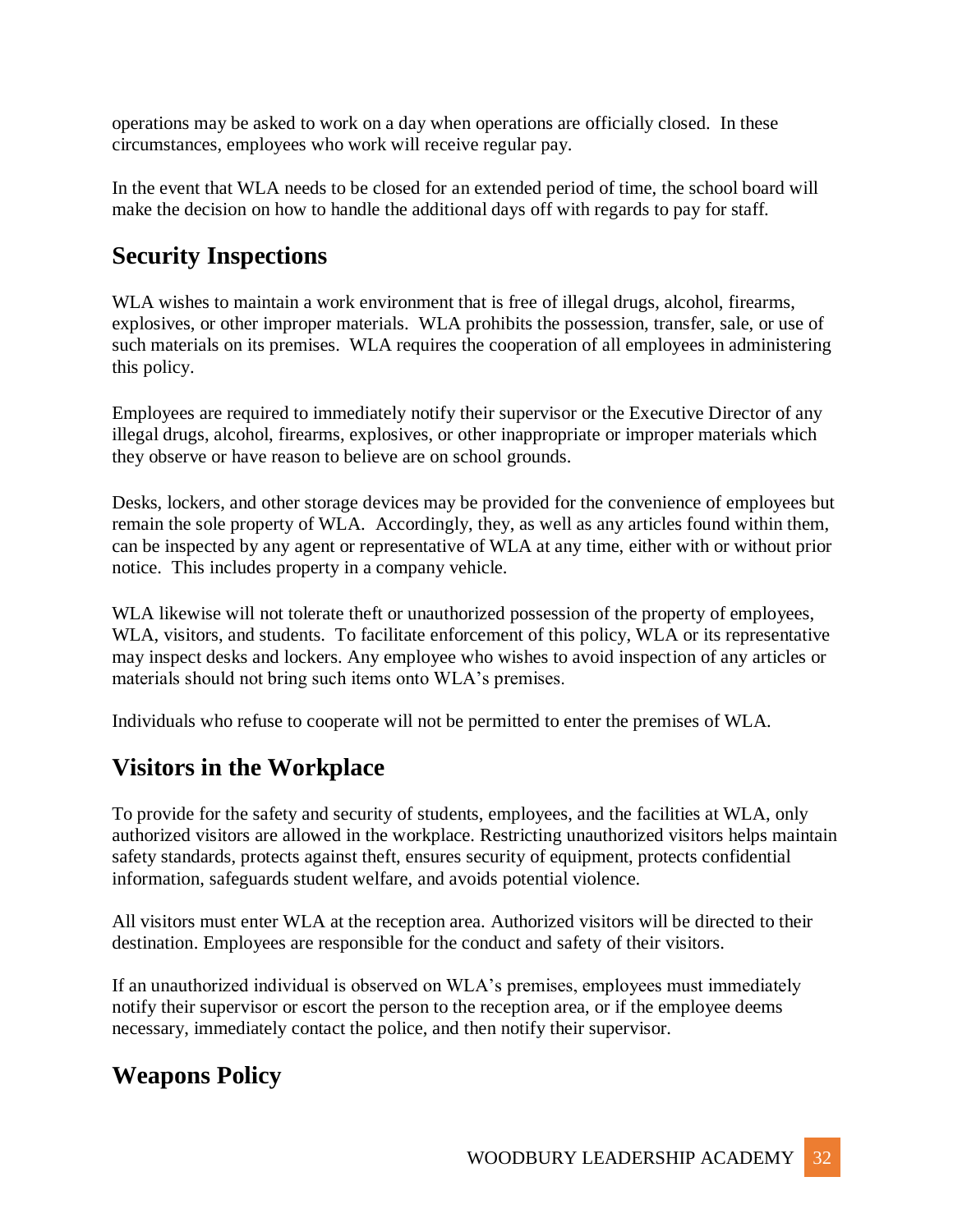operations may be asked to work on a day when operations are officially closed. In these circumstances, employees who work will receive regular pay.

In the event that WLA needs to be closed for an extended period of time, the school board will make the decision on how to handle the additional days off with regards to pay for staff.

## Security Inspections

WLA wishes to maintain a work environment that is free of illegal drugs, alcohol, firearms, explosives, or other improper materials. WLA prohibits the possession, transfer, sale, or use of such materials on its premises. WLA requires the cooperation of all employees in administering this policy.

Employees are required to immediately notify their supervisor or the Executive Director of any illegal drugs, alcohol, firearms, explosives, or other inappropriate or improper materials which they observe or have reason to believe are on school grounds.

Desks, lockers, and other storage devices may be provided for the convenience of employees but remain the sole property of WLA. Accordingly, they, as well as any articles found within them, can be inspected by any agent or representative of WLA at any time, either with or without prior notice. This includes property in a company vehicle.

WLA likewise will not tolerate theft or unauthorized possession of the property of employees, WLA, visitors, and students. To facilitate enforcement of this policy, WLA or its representative may inspect desks and lockers. Any employee who wishes to avoid inspection of any articles or materials should not bring such items onto WLA's premises.

Individuals who refuse to cooperate will not be permitted to enter the premises of WLA.

## Visitors in the Workplace

To provide for the safety and security of students, employees, and the facilities at WLA, only authorized visitors are allowed in the workplace. Restricting unauthorized visitors helps maintain safety standards, protects against theft, ensures security of equipment, protects confidential information, safeguards student welfare, and avoids potential violence.

All visitors must enter WLA at the reception area. Authorized visitors will be directed to their destination. Employees are responsible for the conduct and safety of their visitors.

If an unauthorized individual is observed on WLA's premises, employees must immediately notify their supervisor or escort the person to the reception area, or if the employee deems necessary, immediately contact the police, and then notify their supervisor.

## Weapons Policy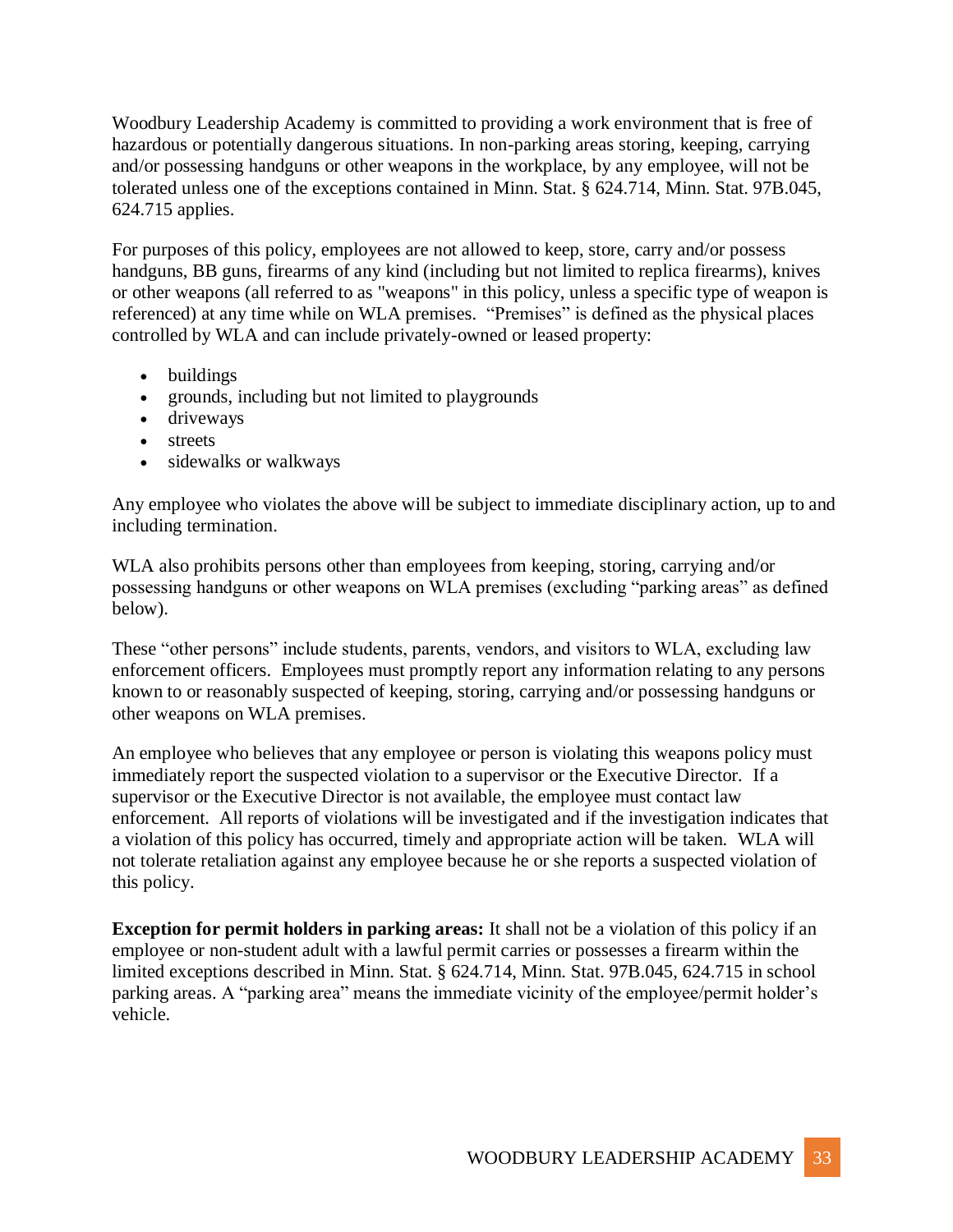Woodbury Leadership Academy is committed to providing a work environment that is free of hazardous or potentially dangerous situations. In non-parking areas storing, keeping, carrying and/or possessing handguns or other weapons in the workplace, by any employee, will not be tolerated unless one of the exceptions contained in Minn. Stat. § 624.714, Minn. Stat. 97B.045, 624.715 applies.

For purposes of this policy, employees are not allowed to keep, store, carry and/or possess handguns, BB guns, firearms of any kind (including but not limited to replica firearms), knives or other weapons (all referred to as "weapons" in this policy, unless a specific type of weapon is referenced) at any time while on WLA premises. "Premises" is defined as the physical places controlled by WLA and can include privately-owned or leased property:

- buildings
- grounds, including but not limited to playgrounds
- driveways
- streets
- sidewalks or walkways

Any employee who violates the above will be subject to immediate disciplinary action, up to and including termination.

WLA also prohibits persons other than employees from keeping, storing, carrying and/or possessing handguns or other weapons on WLA premises (excluding "parking areas" as defined below).

These "other persons" include students, parents, vendors, and visitors to WLA, excluding law enforcement officers. Employees must promptly report any information relating to any persons known to or reasonably suspected of keeping, storing, carrying and/or possessing handguns or other weapons on WLA premises.

An employee who believes that any employee or person is violating this weapons policy must immediately report the suspected violation to a supervisor or the Executive Director. If a supervisor or the Executive Director is not available, the employee must contact law enforcement. All reports of violations will be investigated and if the investigation indicates that a violation of this policy has occurred, timely and appropriate action will be taken. WLA will not tolerate retaliation against any employee because he or she reports a suspected violation of this policy.

**Exception for permit holders in parking areas:** It shall not be a violation of this policy if an employee or non-student adult with a lawful permit carries or possesses a firearm within the limited exceptions described in Minn. Stat. § 624.714, Minn. Stat. 97B.045, 624.715 in school parking areas. A "parking area" means the immediate vicinity of the employee/permit holder's vehicle.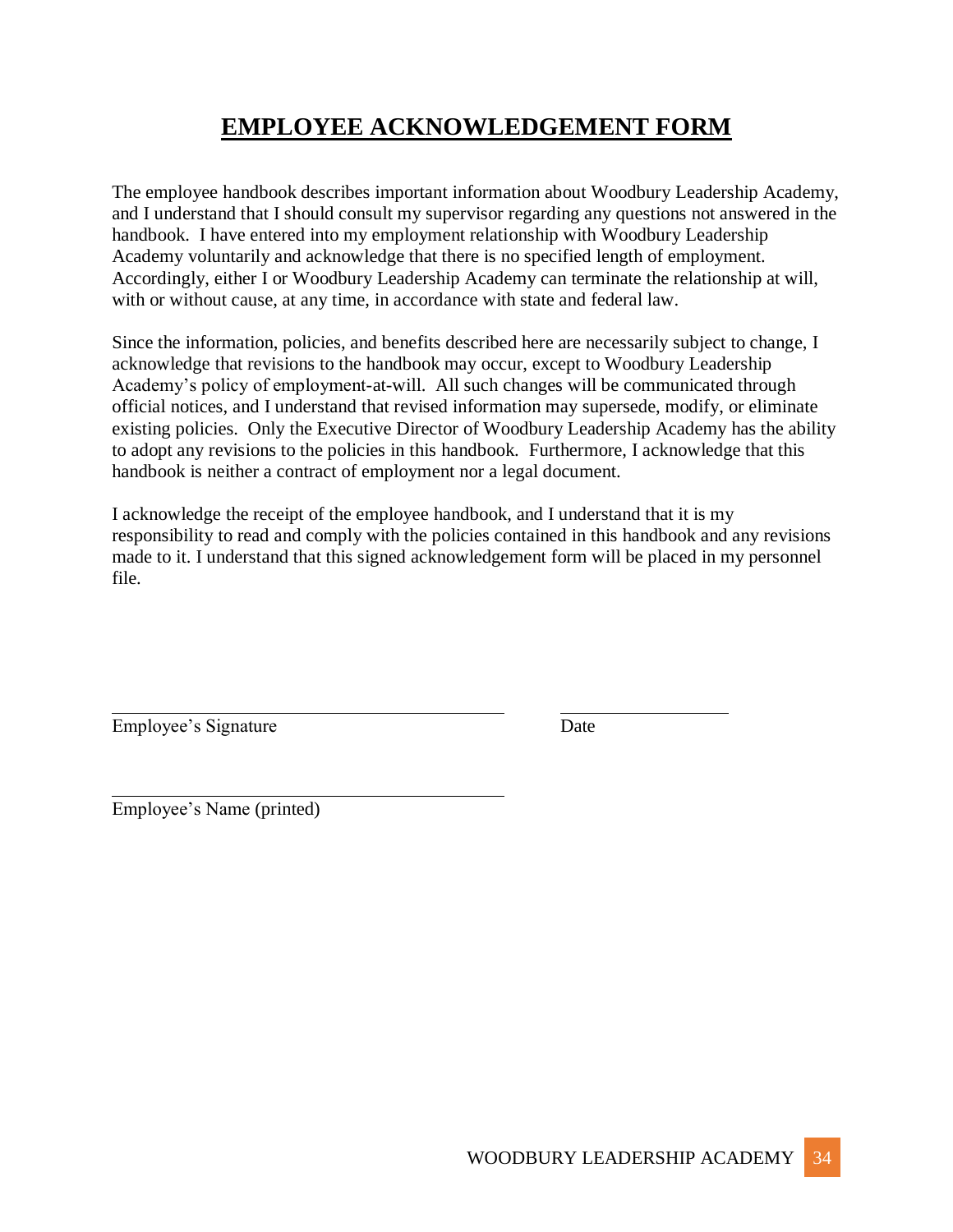# EMPLOYEE ACKNOWLEDGEMENT FORM

The employee handbook describes important information about Woodbury Leadership Academy, and I understand that I should consult my supervisor regarding any questions not answered in the handbook. I have entered into my employment relationship with Woodbury Leadership Academy voluntarily and acknowledge that there is no specified length of employment. Accordingly, either I or Woodbury Leadership Academy can terminate the relationship at will, with or without cause, at any time, in accordance with state and federal law.

Since the information, policies, and benefits described here are necessarily subject to change, I acknowledge that revisions to the handbook may occur, except to Woodbury Leadership Academy's policy of employment-at-will. All such changes will be communicated through official notices, and I understand that revised information may supersede, modify, or eliminate existing policies. Only the Executive Director of Woodbury Leadership Academy has the ability to adopt any revisions to the policies in this handbook. Furthermore, I acknowledge that this handbook is neither a contract of employment nor a legal document.

I acknowledge the receipt of the employee handbook, and I understand that it is my responsibility to read and comply with the policies contained in this handbook and any revisions made to it. I understand that this signed acknowledgement form will be placed in my personnel file.

\_\_\_\_\_\_\_\_\_\_\_\_\_\_\_\_\_\_\_\_\_\_\_\_\_\_\_\_\_\_\_\_\_\_\_\_\_\_\_\_\_ \_\_\_\_\_\_\_\_\_\_\_\_\_\_\_\_\_\_\_\_

Employee's Signature Date

\_\_\_\_\_\_\_\_\_\_\_\_\_\_\_\_\_\_\_\_\_\_\_\_\_\_\_\_\_\_\_\_\_\_\_\_\_\_\_\_\_

Employee's Name (printed)